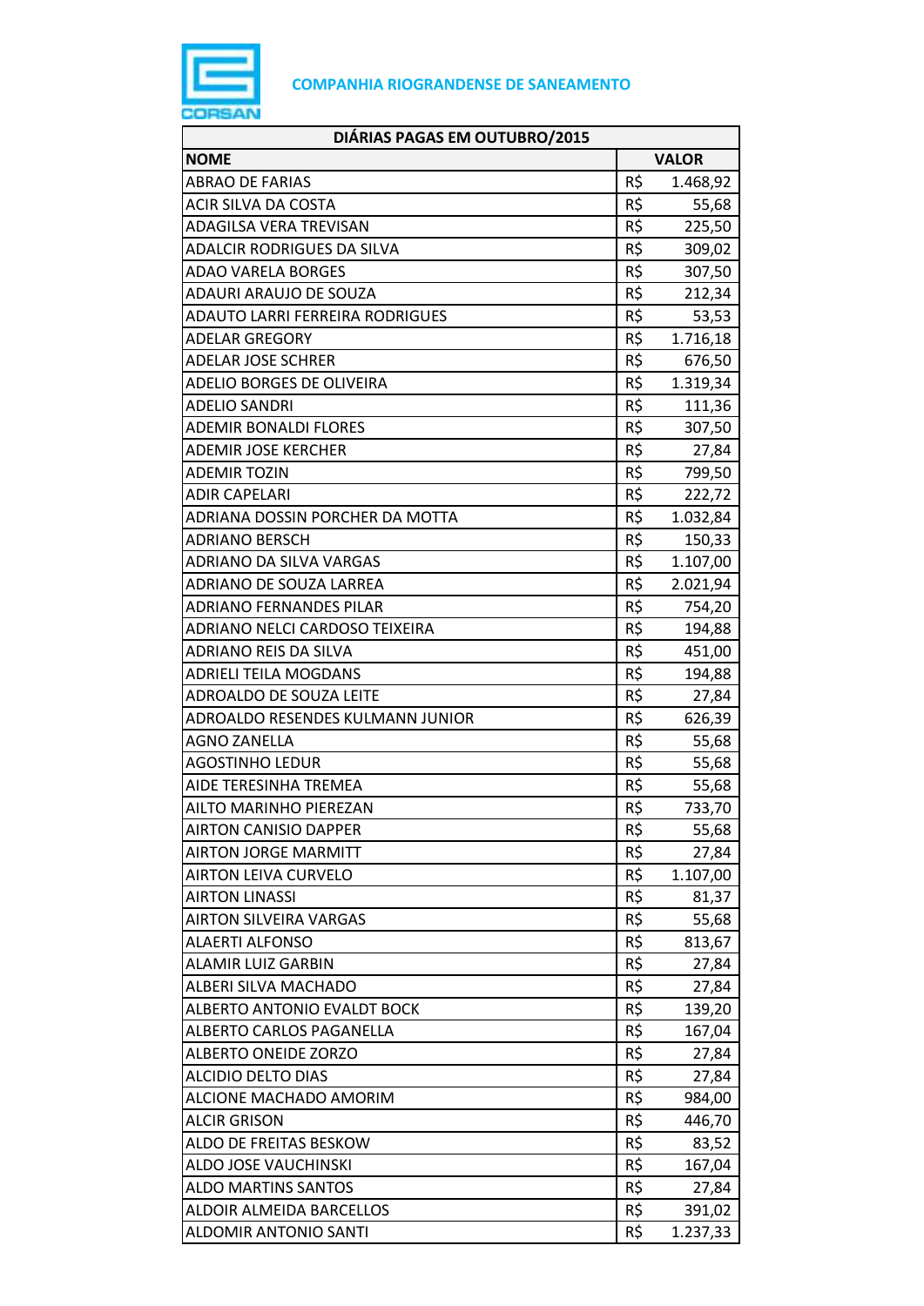**COMPANHIA RIOGRANDENSE DE SANEAMENTO**

| DIÁRIAS PAGAS EM OUTUBRO/2015 | | |
|---|---|---|
| **NOME** | **VALOR** | |
| ABRAO DE FARIAS | R$ | 1.468,92 |
| ACIR SILVA DA COSTA | R$ | 55,68 |
| ADAGILSA VERA TREVISAN | R$ | 225,50 |
| ADALCIR RODRIGUES DA SILVA | R$ | 309,02 |
| ADAO VARELA BORGES | R$ | 307,50 |
| ADAURI ARAUJO DE SOUZA | R$ | 212,34 |
| ADAUTO LARRI FERREIRA RODRIGUES | R$ | 53,53 |
| ADELAR GREGORY | R$ | 1.716,18 |
| ADELAR JOSE SCHRER | R$ | 676,50 |
| ADELIO BORGES DE OLIVEIRA | R$ | 1.319,34 |
| ADELIO SANDRI | R$ | 111,36 |
| ADEMIR BONALDI FLORES | R$ | 307,50 |
| ADEMIR JOSE KERCHER | R$ | 27,84 |
| ADEMIR TOZIN | R$ | 799,50 |
| ADIR CAPELARI | R$ | 222,72 |
| ADRIANA DOSSIN PORCHER DA MOTTA | R$ | 1.032,84 |
| ADRIANO BERSCH | R$ | 150,33 |
| ADRIANO DA SILVA VARGAS | R$ | 1.107,00 |
| ADRIANO DE SOUZA LARREA | R$ | 2.021,94 |
| ADRIANO FERNANDES PILAR | R$ | 754,20 |
| ADRIANO NELCI CARDOSO TEIXEIRA | R$ | 194,88 |
| ADRIANO REIS DA SILVA | R$ | 451,00 |
| ADRIELI TEILA MOGDANS | R$ | 194,88 |
| ADROALDO DE SOUZA LEITE | R$ | 27,84 |
| ADROALDO RESENDES KULMANN JUNIOR | R$ | 626,39 |
| AGNO ZANELLA | R$ | 55,68 |
| AGOSTINHO LEDUR | R$ | 55,68 |
| AIDE TERESINHA TREMEA | R$ | 55,68 |
| AILTO MARINHO PIEREZAN | R$ | 733,70 |
| AIRTON CANISIO DAPPER | R$ | 55,68 |
| AIRTON JORGE MARMITT | R$ | 27,84 |
| AIRTON LEIVA CURVELO | R$ | 1.107,00 |
| AIRTON LINASSI | R$ | 81,37 |
| AIRTON SILVEIRA VARGAS | R$ | 55,68 |
| ALAERTI ALFONSO | R$ | 813,67 |
| ALAMIR LUIZ GARBIN | R$ | 27,84 |
| ALBERI SILVA MACHADO | R$ | 27,84 |
| ALBERTO ANTONIO EVALDT BOCK | R$ | 139,20 |
| ALBERTO CARLOS PAGANELLA | R$ | 167,04 |
| ALBERTO ONEIDE ZORZO | R$ | 27,84 |
| ALCIDIO DELTO DIAS | R$ | 27,84 |
| ALCIONE MACHADO AMORIM | R$ | 984,00 |
| ALCIR GRISON | R$ | 446,70 |
| ALDO DE FREITAS BESKOW | R$ | 83,52 |
| ALDO JOSE VAUCHINSKI | R$ | 167,04 |
| ALDO MARTINS SANTOS | R$ | 27,84 |
| ALDOIR ALMEIDA BARCELLOS | R$ | 391,02 |
| ALDOMIR ANTONIO SANTI | R$ | 1.237,33 |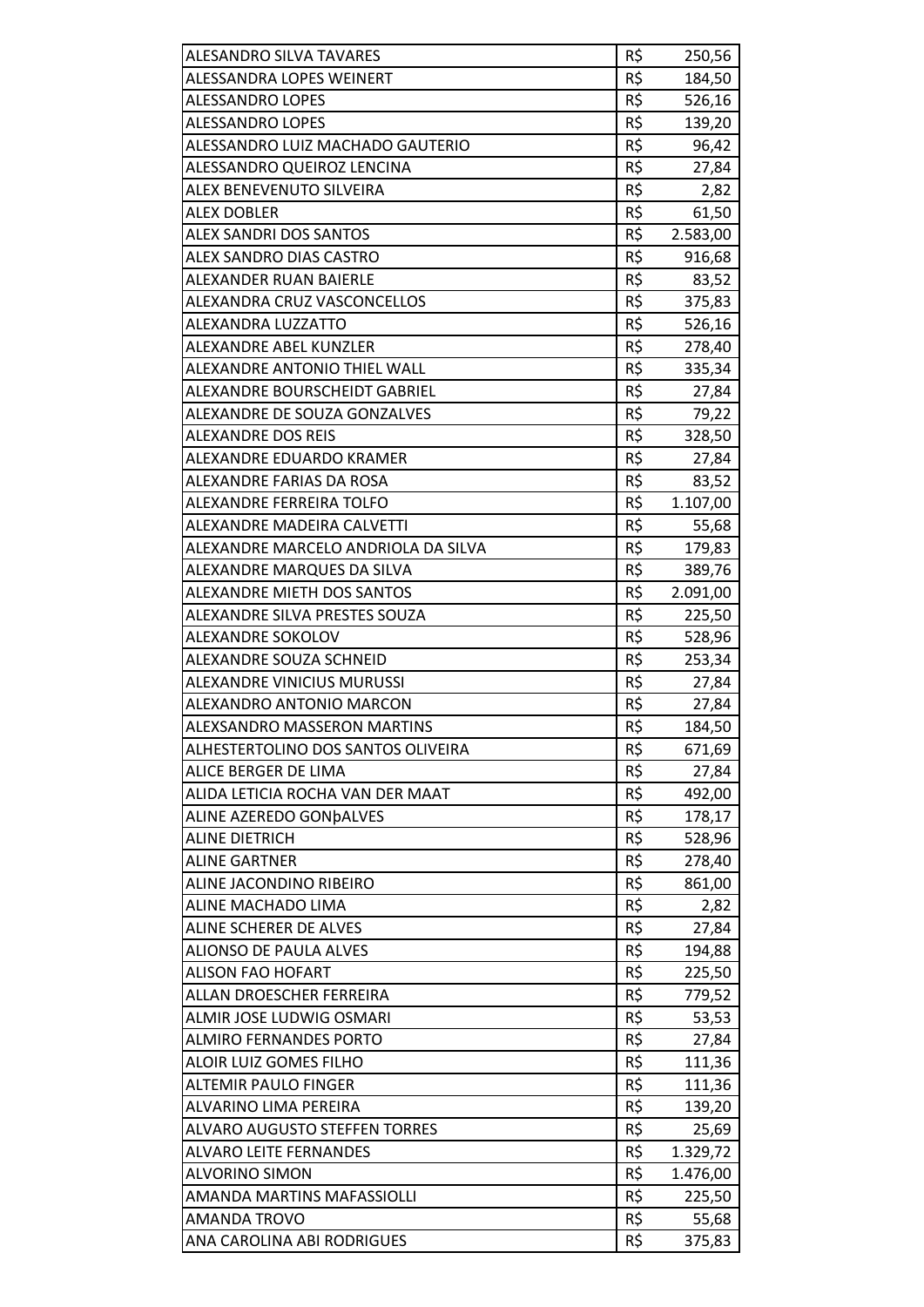| | | |
|---|---|---|
| ALESANDRO SILVA TAVARES | R$ | 250,56 |
| ALESSANDRA LOPES WEINERT | R$ | 184,50 |
| ALESSANDRO LOPES | R$ | 526,16 |
| ALESSANDRO LOPES | R$ | 139,20 |
| ALESSANDRO LUIZ MACHADO GAUTERIO | R$ | 96,42 |
| ALESSANDRO QUEIROZ LENCINA | R$ | 27,84 |
| ALEX BENEVENUTO SILVEIRA | R$ | 2,82 |
| ALEX DOBLER | R$ | 61,50 |
| ALEX SANDRI DOS SANTOS | R$ | 2.583,00 |
| ALEX SANDRO DIAS CASTRO | R$ | 916,68 |
| ALEXANDER RUAN BAIERLE | R$ | 83,52 |
| ALEXANDRA CRUZ VASCONCELLOS | R$ | 375,83 |
| ALEXANDRA LUZZATTO | R$ | 526,16 |
| ALEXANDRE ABEL KUNZLER | R$ | 278,40 |
| ALEXANDRE ANTONIO THIEL WALL | R$ | 335,34 |
| ALEXANDRE BOURSCHEIDT GABRIEL | R$ | 27,84 |
| ALEXANDRE DE SOUZA GONZALVES | R$ | 79,22 |
| ALEXANDRE DOS REIS | R$ | 328,50 |
| ALEXANDRE EDUARDO KRAMER | R$ | 27,84 |
| ALEXANDRE FARIAS DA ROSA | R$ | 83,52 |
| ALEXANDRE FERREIRA TOLFO | R$ | 1.107,00 |
| ALEXANDRE MADEIRA CALVETTI | R$ | 55,68 |
| ALEXANDRE MARCELO ANDRIOLA DA SILVA | R$ | 179,83 |
| ALEXANDRE MARQUES DA SILVA | R$ | 389,76 |
| ALEXANDRE MIETH DOS SANTOS | R$ | 2.091,00 |
| ALEXANDRE SILVA PRESTES SOUZA | R$ | 225,50 |
| ALEXANDRE SOKOLOV | R$ | 528,96 |
| ALEXANDRE SOUZA SCHNEID | R$ | 253,34 |
| ALEXANDRE VINICIUS MURUSSI | R$ | 27,84 |
| ALEXANDRO ANTONIO MARCON | R$ | 27,84 |
| ALEXSANDRO MASSERON MARTINS | R$ | 184,50 |
| ALHESTERTOLINO DOS SANTOS OLIVEIRA | R$ | 671,69 |
| ALICE BERGER DE LIMA | R$ | 27,84 |
| ALIDA LETICIA ROCHA VAN DER MAAT | R$ | 492,00 |
| ALINE AZEREDO GONþALVES | R$ | 178,17 |
| ALINE DIETRICH | R$ | 528,96 |
| ALINE GARTNER | R$ | 278,40 |
| ALINE JACONDINO RIBEIRO | R$ | 861,00 |
| ALINE MACHADO LIMA | R$ | 2,82 |
| ALINE SCHERER DE ALVES | R$ | 27,84 |
| ALIONSO DE PAULA ALVES | R$ | 194,88 |
| ALISON FAO HOFART | R$ | 225,50 |
| ALLAN DROESCHER FERREIRA | R$ | 779,52 |
| ALMIR JOSE LUDWIG OSMARI | R$ | 53,53 |
| ALMIRO FERNANDES PORTO | R$ | 27,84 |
| ALOIR LUIZ GOMES FILHO | R$ | 111,36 |
| ALTEMIR PAULO FINGER | R$ | 111,36 |
| ALVARINO LIMA PEREIRA | R$ | 139,20 |
| ALVARO AUGUSTO STEFFEN TORRES | R$ | 25,69 |
| ALVARO LEITE FERNANDES | R$ | 1.329,72 |
| ALVORINO SIMON | R$ | 1.476,00 |
| AMANDA MARTINS MAFASSIOLLI | R$ | 225,50 |
| AMANDA TROVO | R$ | 55,68 |
| ANA CAROLINA ABI RODRIGUES | R$ | 375,83 |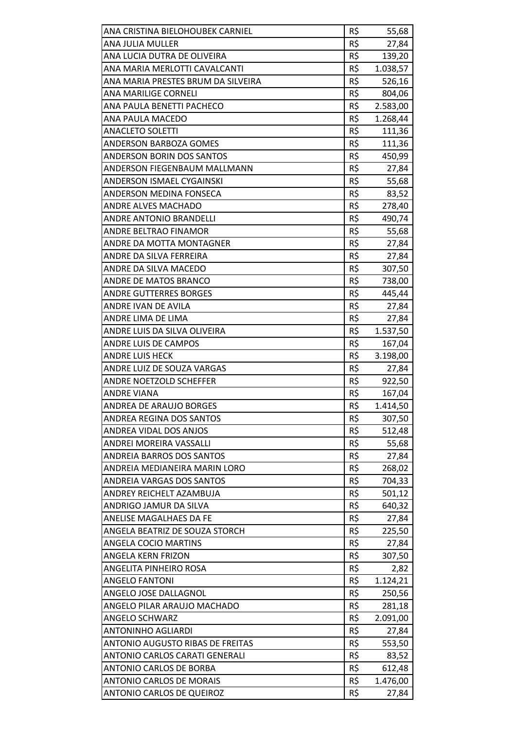| | | |
|---|---|---|
| ANA CRISTINA BIELOHOUBEK CARNIEL | R$ | 55,68 |
| ANA JULIA MULLER | R$ | 27,84 |
| ANA LUCIA DUTRA DE OLIVEIRA | R$ | 139,20 |
| ANA MARIA MERLOTTI CAVALCANTI | R$ | 1.038,57 |
| ANA MARIA PRESTES BRUM DA SILVEIRA | R$ | 526,16 |
| ANA MARILIGE CORNELI | R$ | 804,06 |
| ANA PAULA BENETTI PACHECO | R$ | 2.583,00 |
| ANA PAULA MACEDO | R$ | 1.268,44 |
| ANACLETO SOLETTI | R$ | 111,36 |
| ANDERSON BARBOZA GOMES | R$ | 111,36 |
| ANDERSON BORIN DOS SANTOS | R$ | 450,99 |
| ANDERSON FIEGENBAUM MALLMANN | R$ | 27,84 |
| ANDERSON ISMAEL CYGAINSKI | R$ | 55,68 |
| ANDERSON MEDINA FONSECA | R$ | 83,52 |
| ANDRE ALVES MACHADO | R$ | 278,40 |
| ANDRE ANTONIO BRANDELLI | R$ | 490,74 |
| ANDRE BELTRAO FINAMOR | R$ | 55,68 |
| ANDRE DA MOTTA MONTAGNER | R$ | 27,84 |
| ANDRE DA SILVA FERREIRA | R$ | 27,84 |
| ANDRE DA SILVA MACEDO | R$ | 307,50 |
| ANDRE DE MATOS BRANCO | R$ | 738,00 |
| ANDRE GUTTERRES BORGES | R$ | 445,44 |
| ANDRE IVAN DE AVILA | R$ | 27,84 |
| ANDRE LIMA DE LIMA | R$ | 27,84 |
| ANDRE LUIS DA SILVA OLIVEIRA | R$ | 1.537,50 |
| ANDRE LUIS DE CAMPOS | R$ | 167,04 |
| ANDRE LUIS HECK | R$ | 3.198,00 |
| ANDRE LUIZ DE SOUZA VARGAS | R$ | 27,84 |
| ANDRE NOETZOLD SCHEFFER | R$ | 922,50 |
| ANDRE VIANA | R$ | 167,04 |
| ANDREA DE ARAUJO BORGES | R$ | 1.414,50 |
| ANDREA REGINA DOS SANTOS | R$ | 307,50 |
| ANDREA VIDAL DOS ANJOS | R$ | 512,48 |
| ANDREI MOREIRA VASSALLI | R$ | 55,68 |
| ANDREIA BARROS DOS SANTOS | R$ | 27,84 |
| ANDREIA MEDIANEIRA MARIN LORO | R$ | 268,02 |
| ANDREIA VARGAS DOS SANTOS | R$ | 704,33 |
| ANDREY REICHELT AZAMBUJA | R$ | 501,12 |
| ANDRIGO JAMUR DA SILVA | R$ | 640,32 |
| ANELISE MAGALHAES DA FE | R$ | 27,84 |
| ANGELA BEATRIZ DE SOUZA STORCH | R$ | 225,50 |
| ANGELA COCIO MARTINS | R$ | 27,84 |
| ANGELA KERN FRIZON | R$ | 307,50 |
| ANGELITA PINHEIRO ROSA | R$ | 2,82 |
| ANGELO FANTONI | R$ | 1.124,21 |
| ANGELO JOSE DALLAGNOL | R$ | 250,56 |
| ANGELO PILAR ARAUJO MACHADO | R$ | 281,18 |
| ANGELO SCHWARZ | R$ | 2.091,00 |
| ANTONINHO AGLIARDI | R$ | 27,84 |
| ANTONIO AUGUSTO RIBAS DE FREITAS | R$ | 553,50 |
| ANTONIO CARLOS CARATI GENERALI | R$ | 83,52 |
| ANTONIO CARLOS DE BORBA | R$ | 612,48 |
| ANTONIO CARLOS DE MORAIS | R$ | 1.476,00 |
| ANTONIO CARLOS DE QUEIROZ | R$ | 27,84 |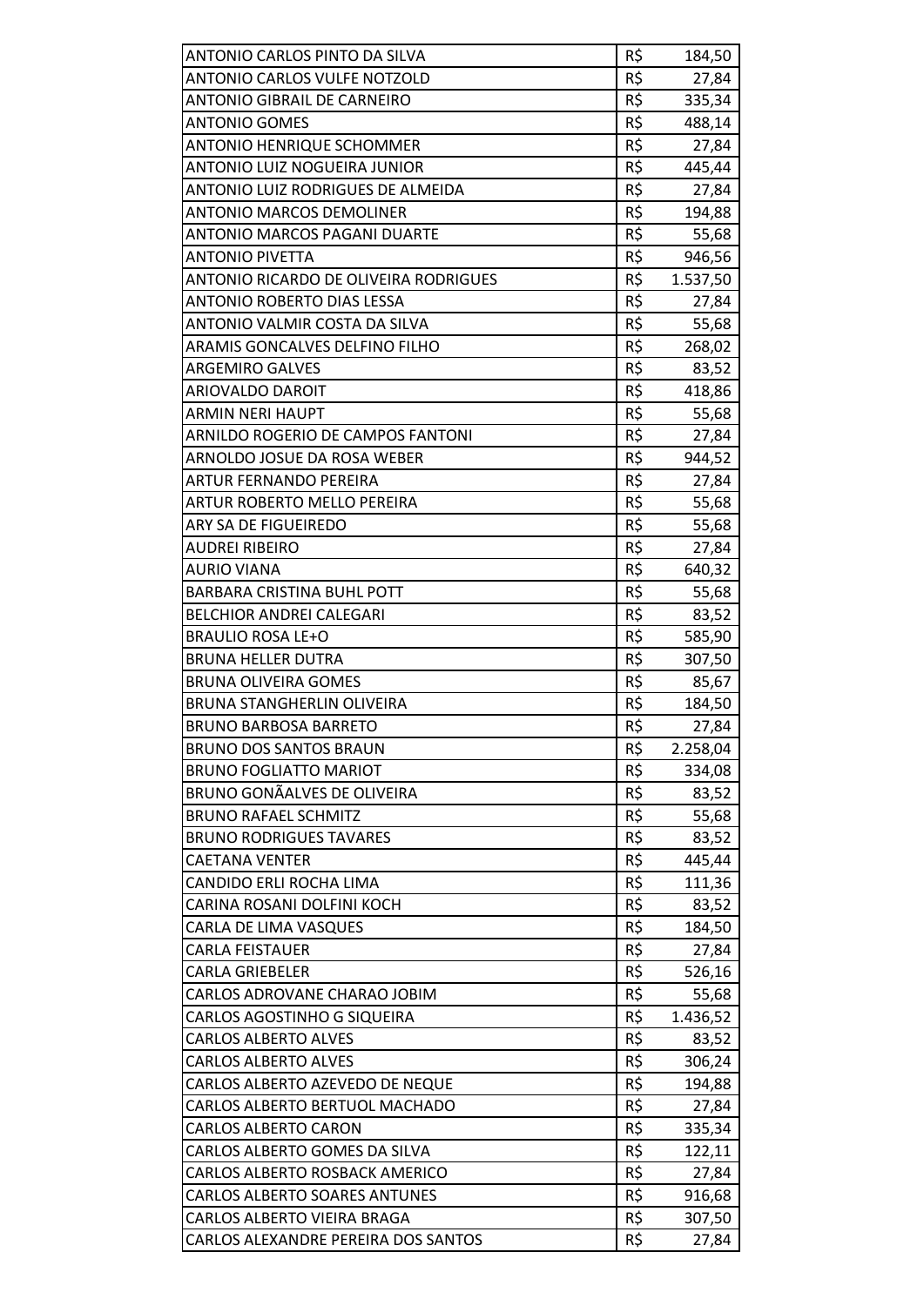| ANTONIO CARLOS PINTO DA SILVA | R$ | 184,50 |
|---|---|---|
| ANTONIO CARLOS VULFE NOTZOLD | R$ | 27,84 |
| ANTONIO GIBRAIL DE CARNEIRO | R$ | 335,34 |
| ANTONIO GOMES | R$ | 488,14 |
| ANTONIO HENRIQUE SCHOMMER | R$ | 27,84 |
| ANTONIO LUIZ NOGUEIRA JUNIOR | R$ | 445,44 |
| ANTONIO LUIZ RODRIGUES DE ALMEIDA | R$ | 27,84 |
| ANTONIO MARCOS DEMOLINER | R$ | 194,88 |
| ANTONIO MARCOS PAGANI DUARTE | R$ | 55,68 |
| ANTONIO PIVETTA | R$ | 946,56 |
| ANTONIO RICARDO DE OLIVEIRA RODRIGUES | R$ | 1.537,50 |
| ANTONIO ROBERTO DIAS LESSA | R$ | 27,84 |
| ANTONIO VALMIR COSTA DA SILVA | R$ | 55,68 |
| ARAMIS GONCALVES DELFINO FILHO | R$ | 268,02 |
| ARGEMIRO GALVES | R$ | 83,52 |
| ARIOVALDO DAROIT | R$ | 418,86 |
| ARMIN NERI HAUPT | R$ | 55,68 |
| ARNILDO ROGERIO DE CAMPOS FANTONI | R$ | 27,84 |
| ARNOLDO JOSUE DA ROSA WEBER | R$ | 944,52 |
| ARTUR FERNANDO PEREIRA | R$ | 27,84 |
| ARTUR ROBERTO MELLO PEREIRA | R$ | 55,68 |
| ARY SA DE FIGUEIREDO | R$ | 55,68 |
| AUDREI RIBEIRO | R$ | 27,84 |
| AURIO VIANA | R$ | 640,32 |
| BARBARA CRISTINA BUHL POTT | R$ | 55,68 |
| BELCHIOR ANDREI CALEGARI | R$ | 83,52 |
| BRAULIO ROSA LE+O | R$ | 585,90 |
| BRUNA HELLER DUTRA | R$ | 307,50 |
| BRUNA OLIVEIRA GOMES | R$ | 85,67 |
| BRUNA STANGHERLIN OLIVEIRA | R$ | 184,50 |
| BRUNO BARBOSA BARRETO | R$ | 27,84 |
| BRUNO DOS SANTOS BRAUN | R$ | 2.258,04 |
| BRUNO FOGLIATTO MARIOT | R$ | 334,08 |
| BRUNO GONÃALVES DE OLIVEIRA | R$ | 83,52 |
| BRUNO RAFAEL SCHMITZ | R$ | 55,68 |
| BRUNO RODRIGUES TAVARES | R$ | 83,52 |
| CAETANA VENTER | R$ | 445,44 |
| CANDIDO ERLI ROCHA LIMA | R$ | 111,36 |
| CARINA ROSANI DOLFINI KOCH | R$ | 83,52 |
| CARLA DE LIMA VASQUES | R$ | 184,50 |
| CARLA FEISTAUER | R$ | 27,84 |
| CARLA GRIEBELER | R$ | 526,16 |
| CARLOS ADROVANE CHARAO JOBIM | R$ | 55,68 |
| CARLOS AGOSTINHO G SIQUEIRA | R$ | 1.436,52 |
| CARLOS ALBERTO ALVES | R$ | 83,52 |
| CARLOS ALBERTO ALVES | R$ | 306,24 |
| CARLOS ALBERTO AZEVEDO DE NEQUE | R$ | 194,88 |
| CARLOS ALBERTO BERTUOL MACHADO | R$ | 27,84 |
| CARLOS ALBERTO CARON | R$ | 335,34 |
| CARLOS ALBERTO GOMES DA SILVA | R$ | 122,11 |
| CARLOS ALBERTO ROSBACK AMERICO | R$ | 27,84 |
| CARLOS ALBERTO SOARES ANTUNES | R$ | 916,68 |
| CARLOS ALBERTO VIEIRA BRAGA | R$ | 307,50 |
| CARLOS ALEXANDRE PEREIRA DOS SANTOS | R$ | 27,84 |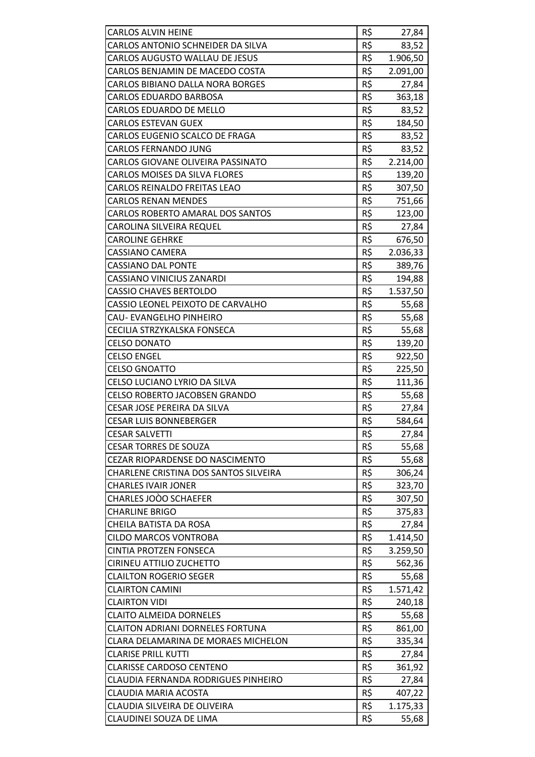| | | |
|---|---|---|
| CARLOS ALVIN HEINE | R$ | 27,84 |
| CARLOS ANTONIO SCHNEIDER DA SILVA | R$ | 83,52 |
| CARLOS AUGUSTO WALLAU DE JESUS | R$ | 1.906,50 |
| CARLOS BENJAMIN DE MACEDO COSTA | R$ | 2.091,00 |
| CARLOS BIBIANO DALLA NORA BORGES | R$ | 27,84 |
| CARLOS EDUARDO BARBOSA | R$ | 363,18 |
| CARLOS EDUARDO DE MELLO | R$ | 83,52 |
| CARLOS ESTEVAN GUEX | R$ | 184,50 |
| CARLOS EUGENIO SCALCO DE FRAGA | R$ | 83,52 |
| CARLOS FERNANDO JUNG | R$ | 83,52 |
| CARLOS GIOVANE OLIVEIRA PASSINATO | R$ | 2.214,00 |
| CARLOS MOISES DA SILVA FLORES | R$ | 139,20 |
| CARLOS REINALDO FREITAS LEAO | R$ | 307,50 |
| CARLOS RENAN MENDES | R$ | 751,66 |
| CARLOS ROBERTO AMARAL DOS SANTOS | R$ | 123,00 |
| CAROLINA SILVEIRA REQUEL | R$ | 27,84 |
| CAROLINE GEHRKE | R$ | 676,50 |
| CASSIANO CAMERA | R$ | 2.036,33 |
| CASSIANO DAL PONTE | R$ | 389,76 |
| CASSIANO VINICIUS ZANARDI | R$ | 194,88 |
| CASSIO CHAVES BERTOLDO | R$ | 1.537,50 |
| CASSIO LEONEL PEIXOTO DE CARVALHO | R$ | 55,68 |
| CAU- EVANGELHO PINHEIRO | R$ | 55,68 |
| CECILIA STRZYKALSKA FONSECA | R$ | 55,68 |
| CELSO DONATO | R$ | 139,20 |
| CELSO ENGEL | R$ | 922,50 |
| CELSO GNOATTO | R$ | 225,50 |
| CELSO LUCIANO LYRIO DA SILVA | R$ | 111,36 |
| CELSO ROBERTO JACOBSEN GRANDO | R$ | 55,68 |
| CESAR JOSE PEREIRA DA SILVA | R$ | 27,84 |
| CESAR LUIS BONNEBERGER | R$ | 584,64 |
| CESAR SALVETTI | R$ | 27,84 |
| CESAR TORRES DE SOUZA | R$ | 55,68 |
| CEZAR RIOPARDENSE DO NASCIMENTO | R$ | 55,68 |
| CHARLENE CRISTINA DOS SANTOS SILVEIRA | R$ | 306,24 |
| CHARLES IVAIR JONER | R$ | 323,70 |
| CHARLES JOÒO SCHAEFER | R$ | 307,50 |
| CHARLINE BRIGO | R$ | 375,83 |
| CHEILA BATISTA DA ROSA | R$ | 27,84 |
| CILDO MARCOS VONTROBA | R$ | 1.414,50 |
| CINTIA PROTZEN FONSECA | R$ | 3.259,50 |
| CIRINEU ATTILIO ZUCHETTO | R$ | 562,36 |
| CLAILTON ROGERIO SEGER | R$ | 55,68 |
| CLAIRTON CAMINI | R$ | 1.571,42 |
| CLAIRTON VIDI | R$ | 240,18 |
| CLAITO ALMEIDA DORNELES | R$ | 55,68 |
| CLAITON ADRIANI DORNELES FORTUNA | R$ | 861,00 |
| CLARA DELAMARINA DE MORAES MICHELON | R$ | 335,34 |
| CLARISE PRILL KUTTI | R$ | 27,84 |
| CLARISSE CARDOSO CENTENO | R$ | 361,92 |
| CLAUDIA FERNANDA RODRIGUES PINHEIRO | R$ | 27,84 |
| CLAUDIA MARIA ACOSTA | R$ | 407,22 |
| CLAUDIA SILVEIRA DE OLIVEIRA | R$ | 1.175,33 |
| CLAUDINEI SOUZA DE LIMA | R$ | 55,68 |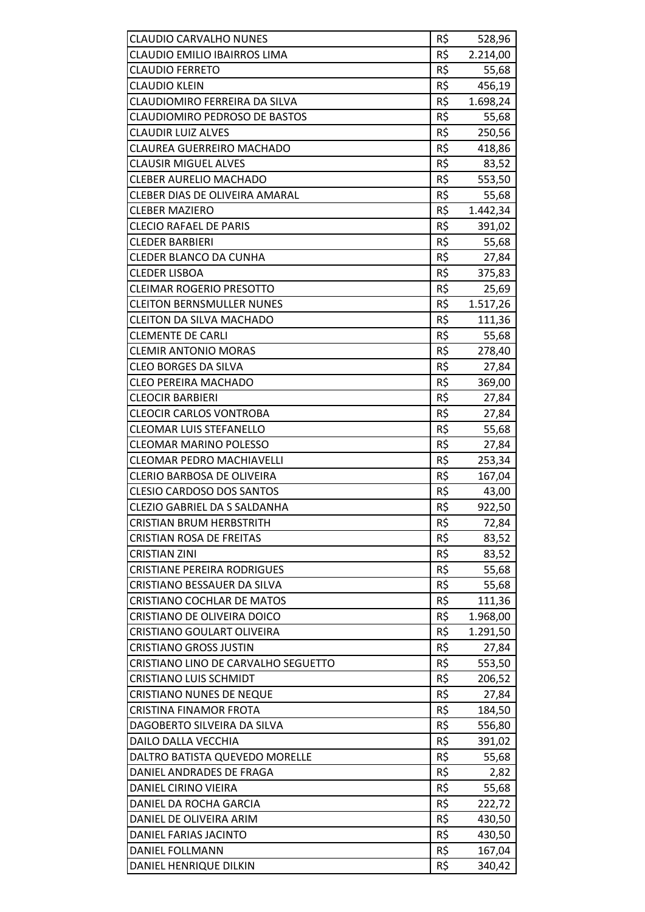| | | |
|---|---|---|
| CLAUDIO CARVALHO NUNES | R$ | 528,96 |
| CLAUDIO EMILIO IBAIRROS LIMA | R$ | 2.214,00 |
| CLAUDIO FERRETO | R$ | 55,68 |
| CLAUDIO KLEIN | R$ | 456,19 |
| CLAUDIOMIRO FERREIRA DA SILVA | R$ | 1.698,24 |
| CLAUDIOMIRO PEDROSO DE BASTOS | R$ | 55,68 |
| CLAUDIR LUIZ ALVES | R$ | 250,56 |
| CLAUREA GUERREIRO MACHADO | R$ | 418,86 |
| CLAUSIR MIGUEL ALVES | R$ | 83,52 |
| CLEBER AURELIO MACHADO | R$ | 553,50 |
| CLEBER DIAS DE OLIVEIRA AMARAL | R$ | 55,68 |
| CLEBER MAZIERO | R$ | 1.442,34 |
| CLECIO RAFAEL DE PARIS | R$ | 391,02 |
| CLEDER BARBIERI | R$ | 55,68 |
| CLEDER BLANCO DA CUNHA | R$ | 27,84 |
| CLEDER LISBOA | R$ | 375,83 |
| CLEIMAR ROGERIO PRESOTTO | R$ | 25,69 |
| CLEITON BERNSMULLER NUNES | R$ | 1.517,26 |
| CLEITON DA SILVA MACHADO | R$ | 111,36 |
| CLEMENTE DE CARLI | R$ | 55,68 |
| CLEMIR ANTONIO MORAS | R$ | 278,40 |
| CLEO BORGES DA SILVA | R$ | 27,84 |
| CLEO PEREIRA MACHADO | R$ | 369,00 |
| CLEOCIR BARBIERI | R$ | 27,84 |
| CLEOCIR CARLOS VONTROBA | R$ | 27,84 |
| CLEOMAR LUIS STEFANELLO | R$ | 55,68 |
| CLEOMAR MARINO POLESSO | R$ | 27,84 |
| CLEOMAR PEDRO MACHIAVELLI | R$ | 253,34 |
| CLERIO BARBOSA DE OLIVEIRA | R$ | 167,04 |
| CLESIO CARDOSO DOS SANTOS | R$ | 43,00 |
| CLEZIO GABRIEL DA S SALDANHA | R$ | 922,50 |
| CRISTIAN BRUM HERBSTRITH | R$ | 72,84 |
| CRISTIAN ROSA DE FREITAS | R$ | 83,52 |
| CRISTIAN ZINI | R$ | 83,52 |
| CRISTIANE PEREIRA RODRIGUES | R$ | 55,68 |
| CRISTIANO BESSAUER DA SILVA | R$ | 55,68 |
| CRISTIANO COCHLAR DE MATOS | R$ | 111,36 |
| CRISTIANO DE OLIVEIRA DOICO | R$ | 1.968,00 |
| CRISTIANO GOULART OLIVEIRA | R$ | 1.291,50 |
| CRISTIANO GROSS JUSTIN | R$ | 27,84 |
| CRISTIANO LINO DE CARVALHO SEGUETTO | R$ | 553,50 |
| CRISTIANO LUIS SCHMIDT | R$ | 206,52 |
| CRISTIANO NUNES DE NEQUE | R$ | 27,84 |
| CRISTINA FINAMOR FROTA | R$ | 184,50 |
| DAGOBERTO SILVEIRA DA SILVA | R$ | 556,80 |
| DAILO DALLA VECCHIA | R$ | 391,02 |
| DALTRO BATISTA QUEVEDO MORELLE | R$ | 55,68 |
| DANIEL ANDRADES DE FRAGA | R$ | 2,82 |
| DANIEL CIRINO VIEIRA | R$ | 55,68 |
| DANIEL DA ROCHA GARCIA | R$ | 222,72 |
| DANIEL DE OLIVEIRA ARIM | R$ | 430,50 |
| DANIEL FARIAS JACINTO | R$ | 430,50 |
| DANIEL FOLLMANN | R$ | 167,04 |
| DANIEL HENRIQUE DILKIN | R$ | 340,42 |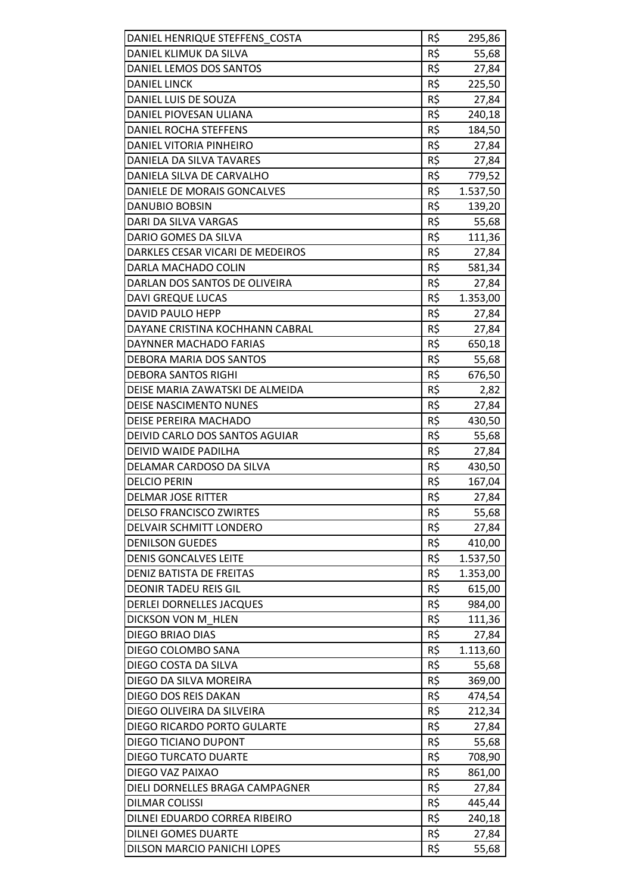| DANIEL HENRIQUE STEFFENS_COSTA | R$ | 295,86 |
|---|---|---|
| DANIEL KLIMUK DA SILVA | R$ | 55,68 |
| DANIEL LEMOS DOS SANTOS | R$ | 27,84 |
| DANIEL LINCK | R$ | 225,50 |
| DANIEL LUIS DE SOUZA | R$ | 27,84 |
| DANIEL PIOVESAN ULIANA | R$ | 240,18 |
| DANIEL ROCHA STEFFENS | R$ | 184,50 |
| DANIEL VITORIA PINHEIRO | R$ | 27,84 |
| DANIELA DA SILVA TAVARES | R$ | 27,84 |
| DANIELA SILVA DE CARVALHO | R$ | 779,52 |
| DANIELE DE MORAIS GONCALVES | R$ | 1.537,50 |
| DANUBIO BOBSIN | R$ | 139,20 |
| DARI DA SILVA VARGAS | R$ | 55,68 |
| DARIO GOMES DA SILVA | R$ | 111,36 |
| DARKLES CESAR VICARI DE MEDEIROS | R$ | 27,84 |
| DARLA MACHADO COLIN | R$ | 581,34 |
| DARLAN DOS SANTOS DE OLIVEIRA | R$ | 27,84 |
| DAVI GREQUE LUCAS | R$ | 1.353,00 |
| DAVID PAULO HEPP | R$ | 27,84 |
| DAYANE CRISTINA KOCHHANN CABRAL | R$ | 27,84 |
| DAYNNER MACHADO FARIAS | R$ | 650,18 |
| DEBORA MARIA DOS SANTOS | R$ | 55,68 |
| DEBORA SANTOS RIGHI | R$ | 676,50 |
| DEISE MARIA ZAWATSKI DE ALMEIDA | R$ | 2,82 |
| DEISE NASCIMENTO NUNES | R$ | 27,84 |
| DEISE PEREIRA MACHADO | R$ | 430,50 |
| DEIVID CARLO DOS SANTOS AGUIAR | R$ | 55,68 |
| DEIVID WAIDE PADILHA | R$ | 27,84 |
| DELAMAR CARDOSO DA SILVA | R$ | 430,50 |
| DELCIO PERIN | R$ | 167,04 |
| DELMAR JOSE RITTER | R$ | 27,84 |
| DELSO FRANCISCO ZWIRTES | R$ | 55,68 |
| DELVAIR SCHMITT LONDERO | R$ | 27,84 |
| DENILSON GUEDES | R$ | 410,00 |
| DENIS GONCALVES LEITE | R$ | 1.537,50 |
| DENIZ BATISTA DE FREITAS | R$ | 1.353,00 |
| DEONIR TADEU REIS GIL | R$ | 615,00 |
| DERLEI DORNELLES JACQUES | R$ | 984,00 |
| DICKSON VON M_HLEN | R$ | 111,36 |
| DIEGO BRIAO DIAS | R$ | 27,84 |
| DIEGO COLOMBO SANA | R$ | 1.113,60 |
| DIEGO COSTA DA SILVA | R$ | 55,68 |
| DIEGO DA SILVA MOREIRA | R$ | 369,00 |
| DIEGO DOS REIS DAKAN | R$ | 474,54 |
| DIEGO OLIVEIRA DA SILVEIRA | R$ | 212,34 |
| DIEGO RICARDO PORTO GULARTE | R$ | 27,84 |
| DIEGO TICIANO DUPONT | R$ | 55,68 |
| DIEGO TURCATO DUARTE | R$ | 708,90 |
| DIEGO VAZ PAIXAO | R$ | 861,00 |
| DIELI DORNELLES BRAGA CAMPAGNER | R$ | 27,84 |
| DILMAR COLISSI | R$ | 445,44 |
| DILNEI EDUARDO CORREA RIBEIRO | R$ | 240,18 |
| DILNEI GOMES DUARTE | R$ | 27,84 |
| DILSON MARCIO PANICHI LOPES | R$ | 55,68 |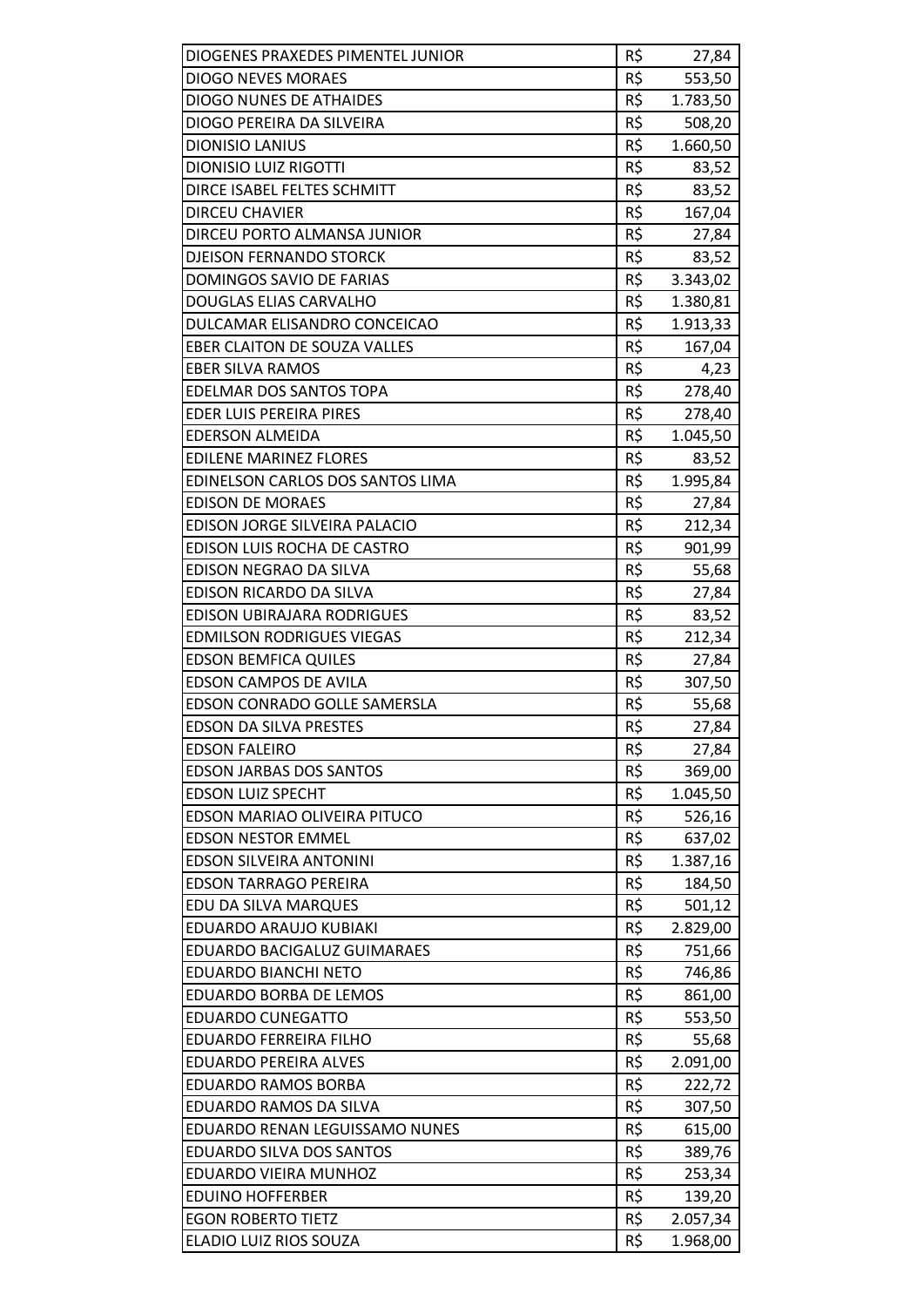| | | |
|---|---|---|
| DIOGENES PRAXEDES PIMENTEL JUNIOR | R$ | 27,84 |
| DIOGO NEVES MORAES | R$ | 553,50 |
| DIOGO NUNES DE ATHAIDES | R$ | 1.783,50 |
| DIOGO PEREIRA DA SILVEIRA | R$ | 508,20 |
| DIONISIO LANIUS | R$ | 1.660,50 |
| DIONISIO LUIZ RIGOTTI | R$ | 83,52 |
| DIRCE ISABEL FELTES SCHMITT | R$ | 83,52 |
| DIRCEU CHAVIER | R$ | 167,04 |
| DIRCEU PORTO ALMANSA JUNIOR | R$ | 27,84 |
| DJEISON FERNANDO STORCK | R$ | 83,52 |
| DOMINGOS SAVIO DE FARIAS | R$ | 3.343,02 |
| DOUGLAS ELIAS CARVALHO | R$ | 1.380,81 |
| DULCAMAR ELISANDRO CONCEICAO | R$ | 1.913,33 |
| EBER CLAITON DE SOUZA VALLES | R$ | 167,04 |
| EBER SILVA RAMOS | R$ | 4,23 |
| EDELMAR DOS SANTOS TOPA | R$ | 278,40 |
| EDER LUIS PEREIRA PIRES | R$ | 278,40 |
| EDERSON ALMEIDA | R$ | 1.045,50 |
| EDILENE MARINEZ FLORES | R$ | 83,52 |
| EDINELSON CARLOS DOS SANTOS LIMA | R$ | 1.995,84 |
| EDISON DE MORAES | R$ | 27,84 |
| EDISON JORGE SILVEIRA PALACIO | R$ | 212,34 |
| EDISON LUIS ROCHA DE CASTRO | R$ | 901,99 |
| EDISON NEGRAO DA SILVA | R$ | 55,68 |
| EDISON RICARDO DA SILVA | R$ | 27,84 |
| EDISON UBIRAJARA RODRIGUES | R$ | 83,52 |
| EDMILSON RODRIGUES VIEGAS | R$ | 212,34 |
| EDSON BEMFICA QUILES | R$ | 27,84 |
| EDSON CAMPOS DE AVILA | R$ | 307,50 |
| EDSON CONRADO GOLLE SAMERSLA | R$ | 55,68 |
| EDSON DA SILVA PRESTES | R$ | 27,84 |
| EDSON FALEIRO | R$ | 27,84 |
| EDSON JARBAS DOS SANTOS | R$ | 369,00 |
| EDSON LUIZ SPECHT | R$ | 1.045,50 |
| EDSON MARIAO OLIVEIRA PITUCO | R$ | 526,16 |
| EDSON NESTOR EMMEL | R$ | 637,02 |
| EDSON SILVEIRA ANTONINI | R$ | 1.387,16 |
| EDSON TARRAGO PEREIRA | R$ | 184,50 |
| EDU DA SILVA MARQUES | R$ | 501,12 |
| EDUARDO ARAUJO KUBIAKI | R$ | 2.829,00 |
| EDUARDO BACIGALUZ GUIMARAES | R$ | 751,66 |
| EDUARDO BIANCHI NETO | R$ | 746,86 |
| EDUARDO BORBA DE LEMOS | R$ | 861,00 |
| EDUARDO CUNEGATTO | R$ | 553,50 |
| EDUARDO FERREIRA FILHO | R$ | 55,68 |
| EDUARDO PEREIRA ALVES | R$ | 2.091,00 |
| EDUARDO RAMOS BORBA | R$ | 222,72 |
| EDUARDO RAMOS DA SILVA | R$ | 307,50 |
| EDUARDO RENAN LEGUISSAMO NUNES | R$ | 615,00 |
| EDUARDO SILVA DOS SANTOS | R$ | 389,76 |
| EDUARDO VIEIRA MUNHOZ | R$ | 253,34 |
| EDUINO HOFFERBER | R$ | 139,20 |
| EGON ROBERTO TIETZ | R$ | 2.057,34 |
| ELADIO LUIZ RIOS SOUZA | R$ | 1.968,00 |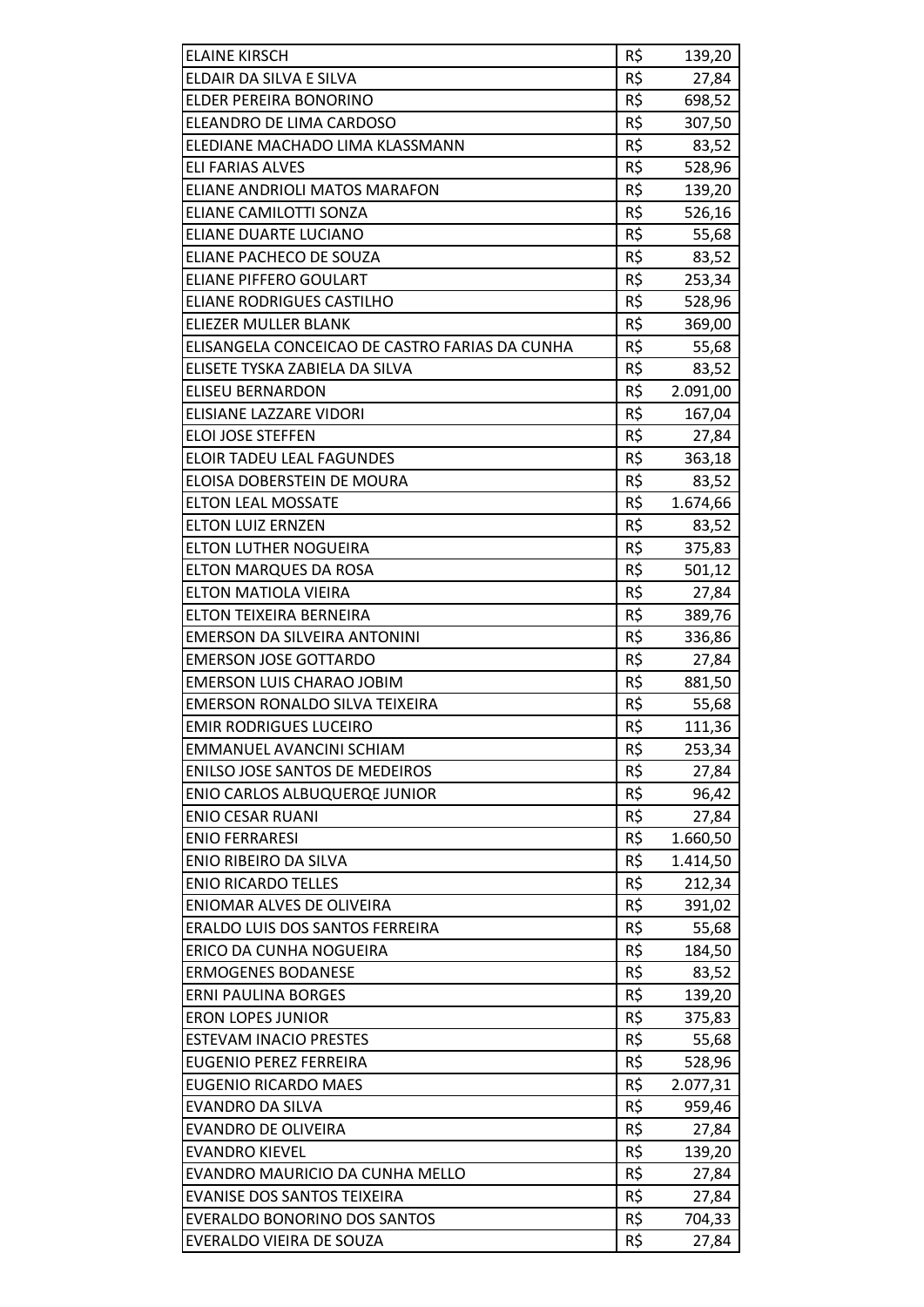| ELAINE KIRSCH | R$ | 139,20 |
|---|---|---|
| ELDAIR DA SILVA E SILVA | R$ | 27,84 |
| ELDER PEREIRA BONORINO | R$ | 698,52 |
| ELEANDRO DE LIMA CARDOSO | R$ | 307,50 |
| ELEDIANE MACHADO LIMA KLASSMANN | R$ | 83,52 |
| ELI FARIAS ALVES | R$ | 528,96 |
| ELIANE ANDRIOLI MATOS MARAFON | R$ | 139,20 |
| ELIANE CAMILOTTI SONZA | R$ | 526,16 |
| ELIANE DUARTE LUCIANO | R$ | 55,68 |
| ELIANE PACHECO DE SOUZA | R$ | 83,52 |
| ELIANE PIFFERO GOULART | R$ | 253,34 |
| ELIANE RODRIGUES CASTILHO | R$ | 528,96 |
| ELIEZER MULLER BLANK | R$ | 369,00 |
| ELISANGELA CONCEICAO DE CASTRO FARIAS DA CUNHA | R$ | 55,68 |
| ELISETE TYSKA ZABIELA DA SILVA | R$ | 83,52 |
| ELISEU BERNARDON | R$ | 2.091,00 |
| ELISIANE LAZZARE VIDORI | R$ | 167,04 |
| ELOI JOSE STEFFEN | R$ | 27,84 |
| ELOIR TADEU LEAL FAGUNDES | R$ | 363,18 |
| ELOISA DOBERSTEIN DE MOURA | R$ | 83,52 |
| ELTON LEAL MOSSATE | R$ | 1.674,66 |
| ELTON LUIZ ERNZEN | R$ | 83,52 |
| ELTON LUTHER NOGUEIRA | R$ | 375,83 |
| ELTON MARQUES DA ROSA | R$ | 501,12 |
| ELTON MATIOLA VIEIRA | R$ | 27,84 |
| ELTON TEIXEIRA BERNEIRA | R$ | 389,76 |
| EMERSON DA SILVEIRA ANTONINI | R$ | 336,86 |
| EMERSON JOSE GOTTARDO | R$ | 27,84 |
| EMERSON LUIS CHARAO JOBIM | R$ | 881,50 |
| EMERSON RONALDO SILVA TEIXEIRA | R$ | 55,68 |
| EMIR RODRIGUES LUCEIRO | R$ | 111,36 |
| EMMANUEL AVANCINI SCHIAM | R$ | 253,34 |
| ENILSO JOSE SANTOS DE MEDEIROS | R$ | 27,84 |
| ENIO CARLOS ALBUQUERQE JUNIOR | R$ | 96,42 |
| ENIO CESAR RUANI | R$ | 27,84 |
| ENIO FERRARESI | R$ | 1.660,50 |
| ENIO RIBEIRO DA SILVA | R$ | 1.414,50 |
| ENIO RICARDO TELLES | R$ | 212,34 |
| ENIOMAR ALVES DE OLIVEIRA | R$ | 391,02 |
| ERALDO LUIS DOS SANTOS FERREIRA | R$ | 55,68 |
| ERICO DA CUNHA NOGUEIRA | R$ | 184,50 |
| ERMOGENES BODANESE | R$ | 83,52 |
| ERNI PAULINA BORGES | R$ | 139,20 |
| ERON LOPES JUNIOR | R$ | 375,83 |
| ESTEVAM INACIO PRESTES | R$ | 55,68 |
| EUGENIO PEREZ FERREIRA | R$ | 528,96 |
| EUGENIO RICARDO MAES | R$ | 2.077,31 |
| EVANDRO DA SILVA | R$ | 959,46 |
| EVANDRO DE OLIVEIRA | R$ | 27,84 |
| EVANDRO KIEVEL | R$ | 139,20 |
| EVANDRO MAURICIO DA CUNHA MELLO | R$ | 27,84 |
| EVANISE DOS SANTOS TEIXEIRA | R$ | 27,84 |
| EVERALDO BONORINO DOS SANTOS | R$ | 704,33 |
| EVERALDO VIEIRA DE SOUZA | R$ | 27,84 |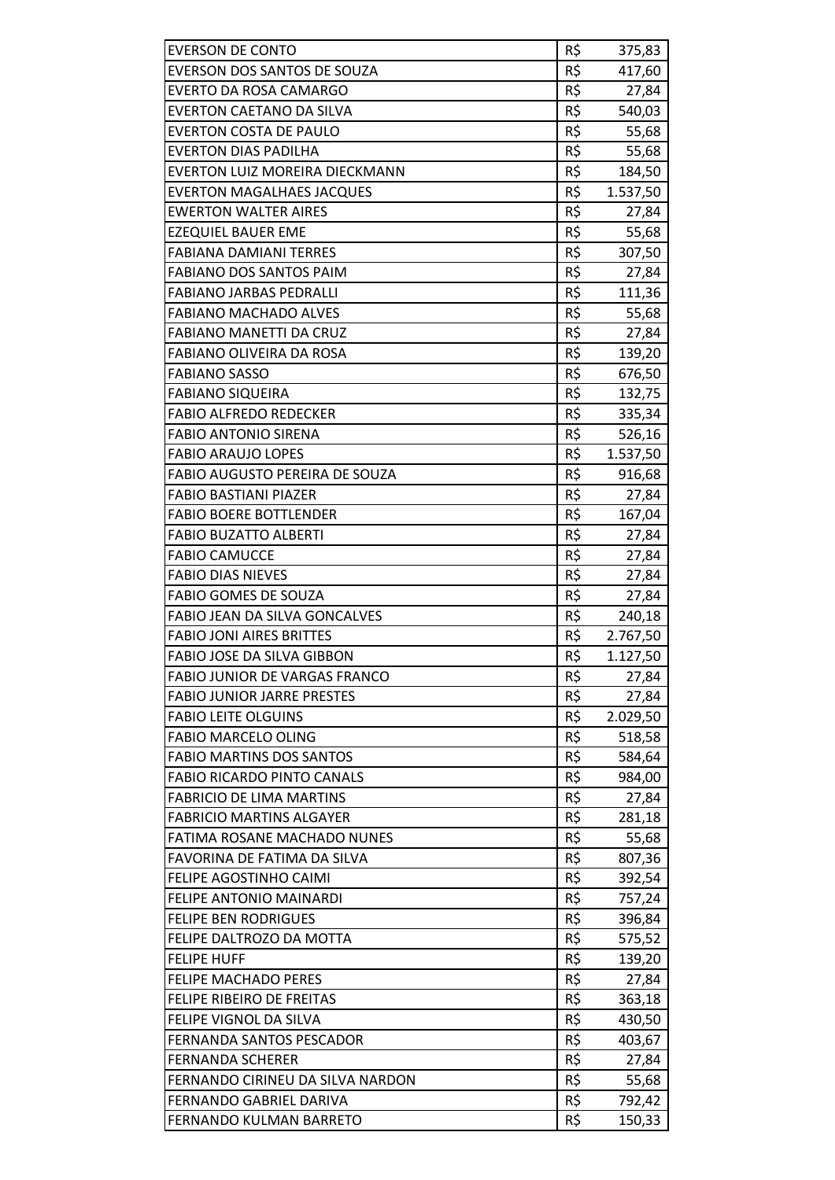| | | |
|---|---|---|
| EVERSON DE CONTO | R$ | 375,83 |
| EVERSON DOS SANTOS DE SOUZA | R$ | 417,60 |
| EVERTO DA ROSA CAMARGO | R$ | 27,84 |
| EVERTON CAETANO DA SILVA | R$ | 540,03 |
| EVERTON COSTA DE PAULO | R$ | 55,68 |
| EVERTON DIAS PADILHA | R$ | 55,68 |
| EVERTON LUIZ MOREIRA DIECKMANN | R$ | 184,50 |
| EVERTON MAGALHAES JACQUES | R$ | 1.537,50 |
| EWERTON WALTER AIRES | R$ | 27,84 |
| EZEQUIEL BAUER EME | R$ | 55,68 |
| FABIANA DAMIANI TERRES | R$ | 307,50 |
| FABIANO DOS SANTOS PAIM | R$ | 27,84 |
| FABIANO JARBAS PEDRALLI | R$ | 111,36 |
| FABIANO MACHADO ALVES | R$ | 55,68 |
| FABIANO MANETTI DA CRUZ | R$ | 27,84 |
| FABIANO OLIVEIRA DA ROSA | R$ | 139,20 |
| FABIANO SASSO | R$ | 676,50 |
| FABIANO SIQUEIRA | R$ | 132,75 |
| FABIO ALFREDO REDECKER | R$ | 335,34 |
| FABIO ANTONIO SIRENA | R$ | 526,16 |
| FABIO ARAUJO LOPES | R$ | 1.537,50 |
| FABIO AUGUSTO PEREIRA DE SOUZA | R$ | 916,68 |
| FABIO BASTIANI PIAZER | R$ | 27,84 |
| FABIO BOERE BOTTLENDER | R$ | 167,04 |
| FABIO BUZATTO ALBERTI | R$ | 27,84 |
| FABIO CAMUCCE | R$ | 27,84 |
| FABIO DIAS NIEVES | R$ | 27,84 |
| FABIO GOMES DE SOUZA | R$ | 27,84 |
| FABIO JEAN DA SILVA GONCALVES | R$ | 240,18 |
| FABIO JONI AIRES BRITTES | R$ | 2.767,50 |
| FABIO JOSE DA SILVA GIBBON | R$ | 1.127,50 |
| FABIO JUNIOR DE VARGAS FRANCO | R$ | 27,84 |
| FABIO JUNIOR JARRE PRESTES | R$ | 27,84 |
| FABIO LEITE OLGUINS | R$ | 2.029,50 |
| FABIO MARCELO OLING | R$ | 518,58 |
| FABIO MARTINS DOS SANTOS | R$ | 584,64 |
| FABIO RICARDO PINTO CANALS | R$ | 984,00 |
| FABRICIO DE LIMA MARTINS | R$ | 27,84 |
| FABRICIO MARTINS ALGAYER | R$ | 281,18 |
| FATIMA ROSANE MACHADO NUNES | R$ | 55,68 |
| FAVORINA DE FATIMA DA SILVA | R$ | 807,36 |
| FELIPE AGOSTINHO CAIMI | R$ | 392,54 |
| FELIPE ANTONIO MAINARDI | R$ | 757,24 |
| FELIPE BEN RODRIGUES | R$ | 396,84 |
| FELIPE DALTROZO DA MOTTA | R$ | 575,52 |
| FELIPE HUFF | R$ | 139,20 |
| FELIPE MACHADO PERES | R$ | 27,84 |
| FELIPE RIBEIRO DE FREITAS | R$ | 363,18 |
| FELIPE VIGNOL DA SILVA | R$ | 430,50 |
| FERNANDA SANTOS PESCADOR | R$ | 403,67 |
| FERNANDA SCHERER | R$ | 27,84 |
| FERNANDO CIRINEU DA SILVA NARDON | R$ | 55,68 |
| FERNANDO GABRIEL DARIVA | R$ | 792,42 |
| FERNANDO KULMAN BARRETO | R$ | 150,33 |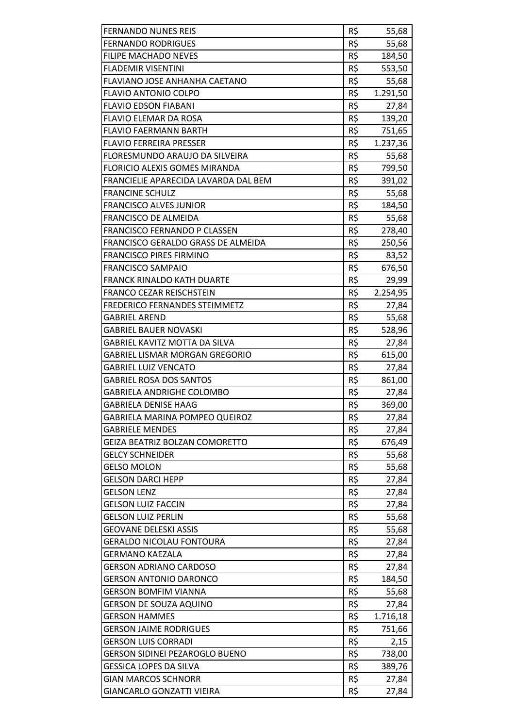| | | |
|---|---|---|
| FERNANDO NUNES REIS | R$ | 55,68 |
| FERNANDO RODRIGUES | R$ | 55,68 |
| FILIPE MACHADO NEVES | R$ | 184,50 |
| FLADEMIR VISENTINI | R$ | 553,50 |
| FLAVIANO JOSE ANHANHA CAETANO | R$ | 55,68 |
| FLAVIO ANTONIO COLPO | R$ | 1.291,50 |
| FLAVIO EDSON FIABANI | R$ | 27,84 |
| FLAVIO ELEMAR DA ROSA | R$ | 139,20 |
| FLAVIO FAERMANN BARTH | R$ | 751,65 |
| FLAVIO FERREIRA PRESSER | R$ | 1.237,36 |
| FLORESMUNDO ARAUJO DA SILVEIRA | R$ | 55,68 |
| FLORICIO ALEXIS GOMES MIRANDA | R$ | 799,50 |
| FRANCIELIE APARECIDA LAVARDA DAL BEM | R$ | 391,02 |
| FRANCINE SCHULZ | R$ | 55,68 |
| FRANCISCO ALVES JUNIOR | R$ | 184,50 |
| FRANCISCO DE ALMEIDA | R$ | 55,68 |
| FRANCISCO FERNANDO P CLASSEN | R$ | 278,40 |
| FRANCISCO GERALDO GRASS DE ALMEIDA | R$ | 250,56 |
| FRANCISCO PIRES FIRMINO | R$ | 83,52 |
| FRANCISCO SAMPAIO | R$ | 676,50 |
| FRANCK RINALDO KATH DUARTE | R$ | 29,99 |
| FRANCO CEZAR REISCHSTEIN | R$ | 2.254,95 |
| FREDERICO FERNANDES STEIMMETZ | R$ | 27,84 |
| GABRIEL AREND | R$ | 55,68 |
| GABRIEL BAUER NOVASKI | R$ | 528,96 |
| GABRIEL KAVITZ MOTTA DA SILVA | R$ | 27,84 |
| GABRIEL LISMAR MORGAN GREGORIO | R$ | 615,00 |
| GABRIEL LUIZ VENCATO | R$ | 27,84 |
| GABRIEL ROSA DOS SANTOS | R$ | 861,00 |
| GABRIELA ANDRIGHE COLOMBO | R$ | 27,84 |
| GABRIELA DENISE HAAG | R$ | 369,00 |
| GABRIELA MARINA POMPEO QUEIROZ | R$ | 27,84 |
| GABRIELE MENDES | R$ | 27,84 |
| GEIZA BEATRIZ BOLZAN COMORETTO | R$ | 676,49 |
| GELCY SCHNEIDER | R$ | 55,68 |
| GELSO MOLON | R$ | 55,68 |
| GELSON DARCI HEPP | R$ | 27,84 |
| GELSON LENZ | R$ | 27,84 |
| GELSON LUIZ FACCIN | R$ | 27,84 |
| GELSON LUIZ PERLIN | R$ | 55,68 |
| GEOVANE DELESKI ASSIS | R$ | 55,68 |
| GERALDO NICOLAU FONTOURA | R$ | 27,84 |
| GERMANO KAEZALA | R$ | 27,84 |
| GERSON ADRIANO CARDOSO | R$ | 27,84 |
| GERSON ANTONIO DARONCO | R$ | 184,50 |
| GERSON BOMFIM VIANNA | R$ | 55,68 |
| GERSON DE SOUZA AQUINO | R$ | 27,84 |
| GERSON HAMMES | R$ | 1.716,18 |
| GERSON JAIME RODRIGUES | R$ | 751,66 |
| GERSON LUIS CORRADI | R$ | 2,15 |
| GERSON SIDINEI PEZAROGLO BUENO | R$ | 738,00 |
| GESSICA LOPES DA SILVA | R$ | 389,76 |
| GIAN MARCOS SCHNORR | R$ | 27,84 |
| GIANCARLO GONZATTI VIEIRA | R$ | 27,84 |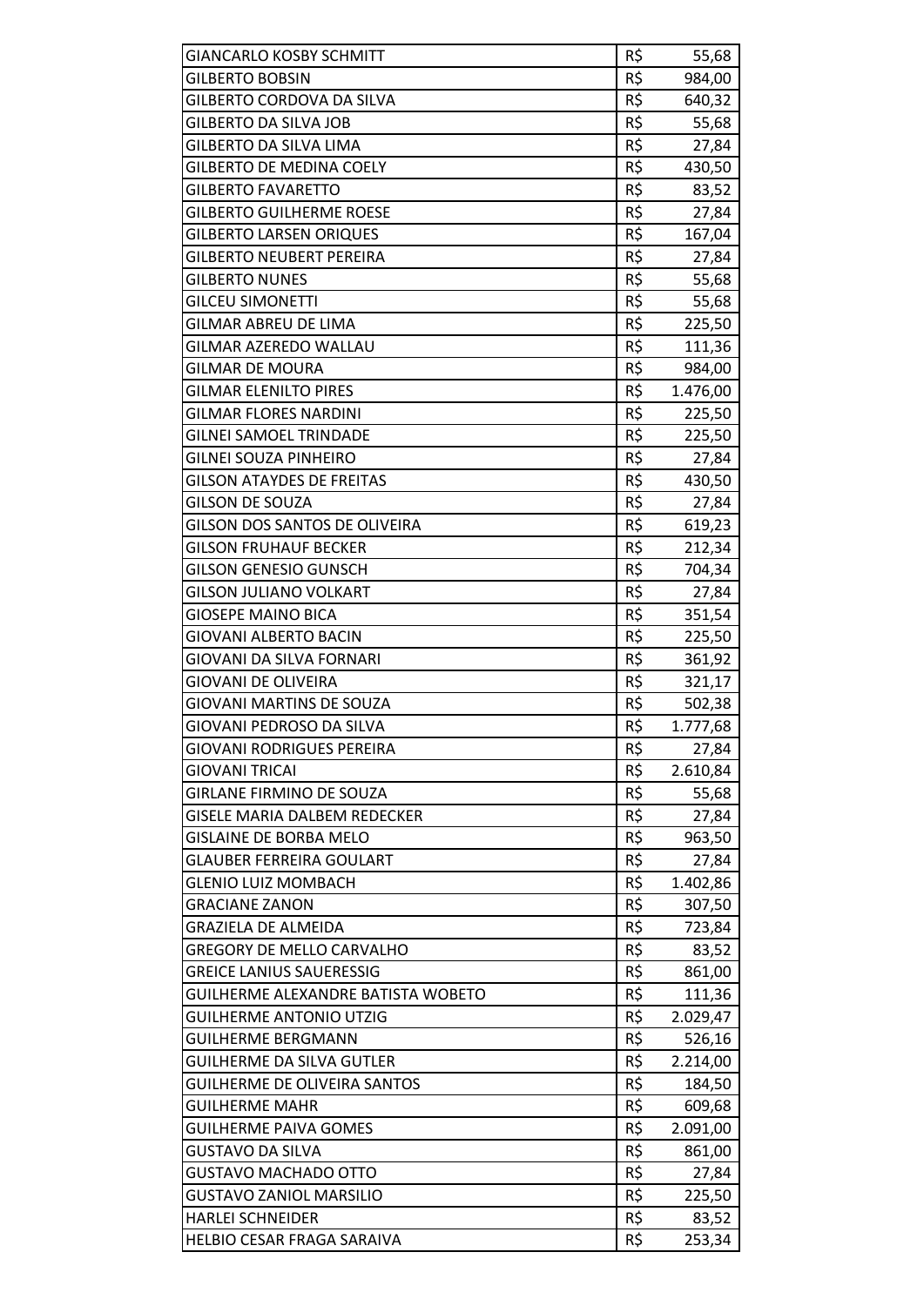| | | |
|---|---|---|
| GIANCARLO KOSBY SCHMITT | R$ | 55,68 |
| GILBERTO BOBSIN | R$ | 984,00 |
| GILBERTO CORDOVA DA SILVA | R$ | 640,32 |
| GILBERTO DA SILVA JOB | R$ | 55,68 |
| GILBERTO DA SILVA LIMA | R$ | 27,84 |
| GILBERTO DE MEDINA COELY | R$ | 430,50 |
| GILBERTO FAVARETTO | R$ | 83,52 |
| GILBERTO GUILHERME ROESE | R$ | 27,84 |
| GILBERTO LARSEN ORIQUES | R$ | 167,04 |
| GILBERTO NEUBERT PEREIRA | R$ | 27,84 |
| GILBERTO NUNES | R$ | 55,68 |
| GILCEU SIMONETTI | R$ | 55,68 |
| GILMAR ABREU DE LIMA | R$ | 225,50 |
| GILMAR AZEREDO WALLAU | R$ | 111,36 |
| GILMAR DE MOURA | R$ | 984,00 |
| GILMAR ELENILTO PIRES | R$ | 1.476,00 |
| GILMAR FLORES NARDINI | R$ | 225,50 |
| GILNEI SAMOEL TRINDADE | R$ | 225,50 |
| GILNEI SOUZA PINHEIRO | R$ | 27,84 |
| GILSON ATAYDES DE FREITAS | R$ | 430,50 |
| GILSON DE SOUZA | R$ | 27,84 |
| GILSON DOS SANTOS DE OLIVEIRA | R$ | 619,23 |
| GILSON FRUHAUF BECKER | R$ | 212,34 |
| GILSON GENESIO GUNSCH | R$ | 704,34 |
| GILSON JULIANO VOLKART | R$ | 27,84 |
| GIOSEPE MAINO BICA | R$ | 351,54 |
| GIOVANI ALBERTO BACIN | R$ | 225,50 |
| GIOVANI DA SILVA FORNARI | R$ | 361,92 |
| GIOVANI DE OLIVEIRA | R$ | 321,17 |
| GIOVANI MARTINS DE SOUZA | R$ | 502,38 |
| GIOVANI PEDROSO DA SILVA | R$ | 1.777,68 |
| GIOVANI RODRIGUES PEREIRA | R$ | 27,84 |
| GIOVANI TRICAI | R$ | 2.610,84 |
| GIRLANE FIRMINO DE SOUZA | R$ | 55,68 |
| GISELE MARIA DALBEM REDECKER | R$ | 27,84 |
| GISLAINE DE BORBA MELO | R$ | 963,50 |
| GLAUBER FERREIRA GOULART | R$ | 27,84 |
| GLENIO LUIZ MOMBACH | R$ | 1.402,86 |
| GRACIANE ZANON | R$ | 307,50 |
| GRAZIELA DE ALMEIDA | R$ | 723,84 |
| GREGORY DE MELLO CARVALHO | R$ | 83,52 |
| GREICE LANIUS SAUERESSIG | R$ | 861,00 |
| GUILHERME ALEXANDRE BATISTA WOBETO | R$ | 111,36 |
| GUILHERME ANTONIO UTZIG | R$ | 2.029,47 |
| GUILHERME BERGMANN | R$ | 526,16 |
| GUILHERME DA SILVA GUTLER | R$ | 2.214,00 |
| GUILHERME DE OLIVEIRA SANTOS | R$ | 184,50 |
| GUILHERME MAHR | R$ | 609,68 |
| GUILHERME PAIVA GOMES | R$ | 2.091,00 |
| GUSTAVO DA SILVA | R$ | 861,00 |
| GUSTAVO MACHADO OTTO | R$ | 27,84 |
| GUSTAVO ZANIOL MARSILIO | R$ | 225,50 |
| HARLEI SCHNEIDER | R$ | 83,52 |
| HELBIO CESAR FRAGA SARAIVA | R$ | 253,34 |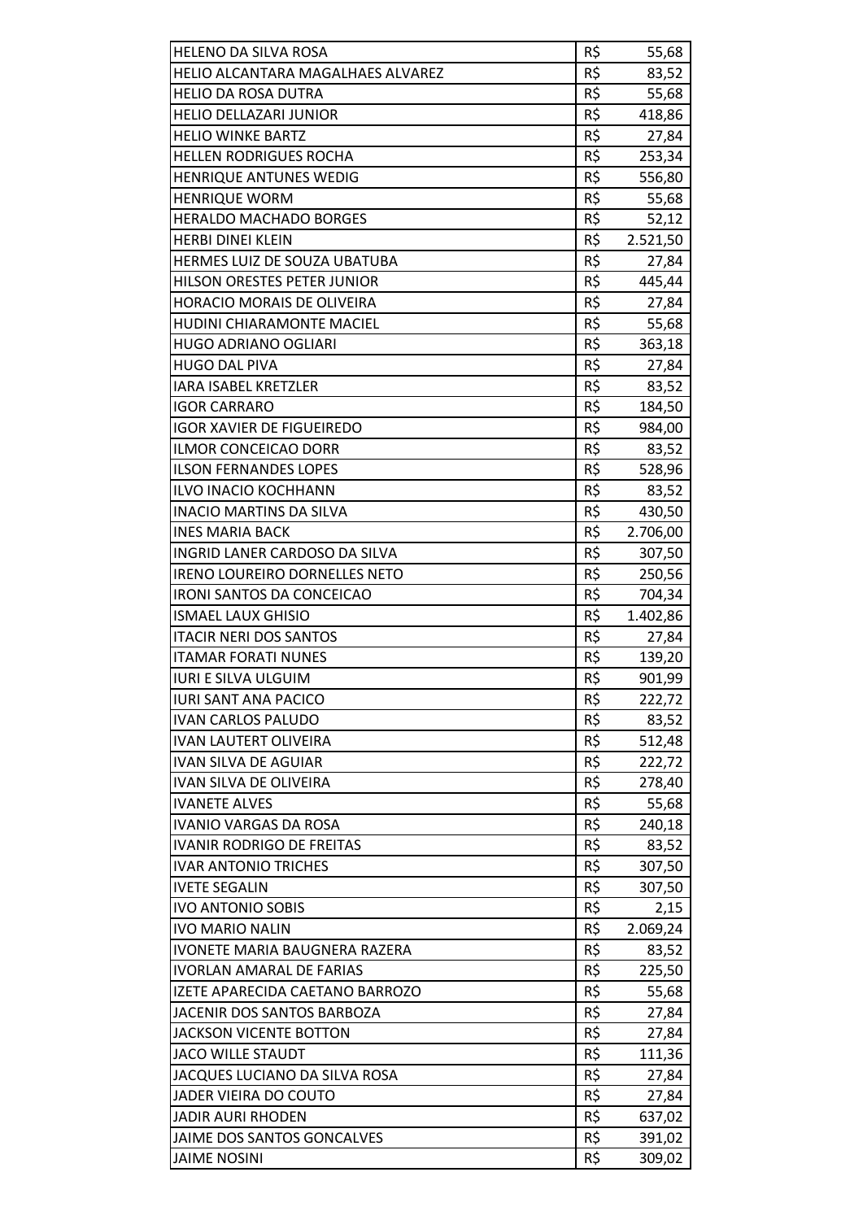| HELENO DA SILVA ROSA | R$ | 55,68 |
|---|---|---|
| HELIO ALCANTARA MAGALHAES ALVAREZ | R$ | 83,52 |
| HELIO DA ROSA DUTRA | R$ | 55,68 |
| HELIO DELLAZARI JUNIOR | R$ | 418,86 |
| HELIO WINKE BARTZ | R$ | 27,84 |
| HELLEN RODRIGUES ROCHA | R$ | 253,34 |
| HENRIQUE ANTUNES WEDIG | R$ | 556,80 |
| HENRIQUE WORM | R$ | 55,68 |
| HERALDO MACHADO BORGES | R$ | 52,12 |
| HERBI DINEI KLEIN | R$ | 2.521,50 |
| HERMES LUIZ DE SOUZA UBATUBA | R$ | 27,84 |
| HILSON ORESTES PETER JUNIOR | R$ | 445,44 |
| HORACIO MORAIS DE OLIVEIRA | R$ | 27,84 |
| HUDINI CHIARAMONTE MACIEL | R$ | 55,68 |
| HUGO ADRIANO OGLIARI | R$ | 363,18 |
| HUGO DAL PIVA | R$ | 27,84 |
| IARA ISABEL KRETZLER | R$ | 83,52 |
| IGOR CARRARO | R$ | 184,50 |
| IGOR XAVIER DE FIGUEIREDO | R$ | 984,00 |
| ILMOR CONCEICAO DORR | R$ | 83,52 |
| ILSON FERNANDES LOPES | R$ | 528,96 |
| ILVO INACIO KOCHHANN | R$ | 83,52 |
| INACIO MARTINS DA SILVA | R$ | 430,50 |
| INES MARIA BACK | R$ | 2.706,00 |
| INGRID LANER CARDOSO DA SILVA | R$ | 307,50 |
| IRENO LOUREIRO DORNELLES NETO | R$ | 250,56 |
| IRONI SANTOS DA CONCEICAO | R$ | 704,34 |
| ISMAEL LAUX GHISIO | R$ | 1.402,86 |
| ITACIR NERI DOS SANTOS | R$ | 27,84 |
| ITAMAR FORATI NUNES | R$ | 139,20 |
| IURI E SILVA ULGUIM | R$ | 901,99 |
| IURI SANT ANA PACICO | R$ | 222,72 |
| IVAN CARLOS PALUDO | R$ | 83,52 |
| IVAN LAUTERT OLIVEIRA | R$ | 512,48 |
| IVAN SILVA DE AGUIAR | R$ | 222,72 |
| IVAN SILVA DE OLIVEIRA | R$ | 278,40 |
| IVANETE ALVES | R$ | 55,68 |
| IVANIO VARGAS DA ROSA | R$ | 240,18 |
| IVANIR RODRIGO DE FREITAS | R$ | 83,52 |
| IVAR ANTONIO TRICHES | R$ | 307,50 |
| IVETE SEGALIN | R$ | 307,50 |
| IVO ANTONIO SOBIS | R$ | 2,15 |
| IVO MARIO NALIN | R$ | 2.069,24 |
| IVONETE MARIA BAUGNERA RAZERA | R$ | 83,52 |
| IVORLAN AMARAL DE FARIAS | R$ | 225,50 |
| IZETE APARECIDA CAETANO BARROZO | R$ | 55,68 |
| JACENIR DOS SANTOS BARBOZA | R$ | 27,84 |
| JACKSON VICENTE BOTTON | R$ | 27,84 |
| JACO WILLE STAUDT | R$ | 111,36 |
| JACQUES LUCIANO DA SILVA ROSA | R$ | 27,84 |
| JADER VIEIRA DO COUTO | R$ | 27,84 |
| JADIR AURI RHODEN | R$ | 637,02 |
| JAIME DOS SANTOS GONCALVES | R$ | 391,02 |
| JAIME NOSINI | R$ | 309,02 |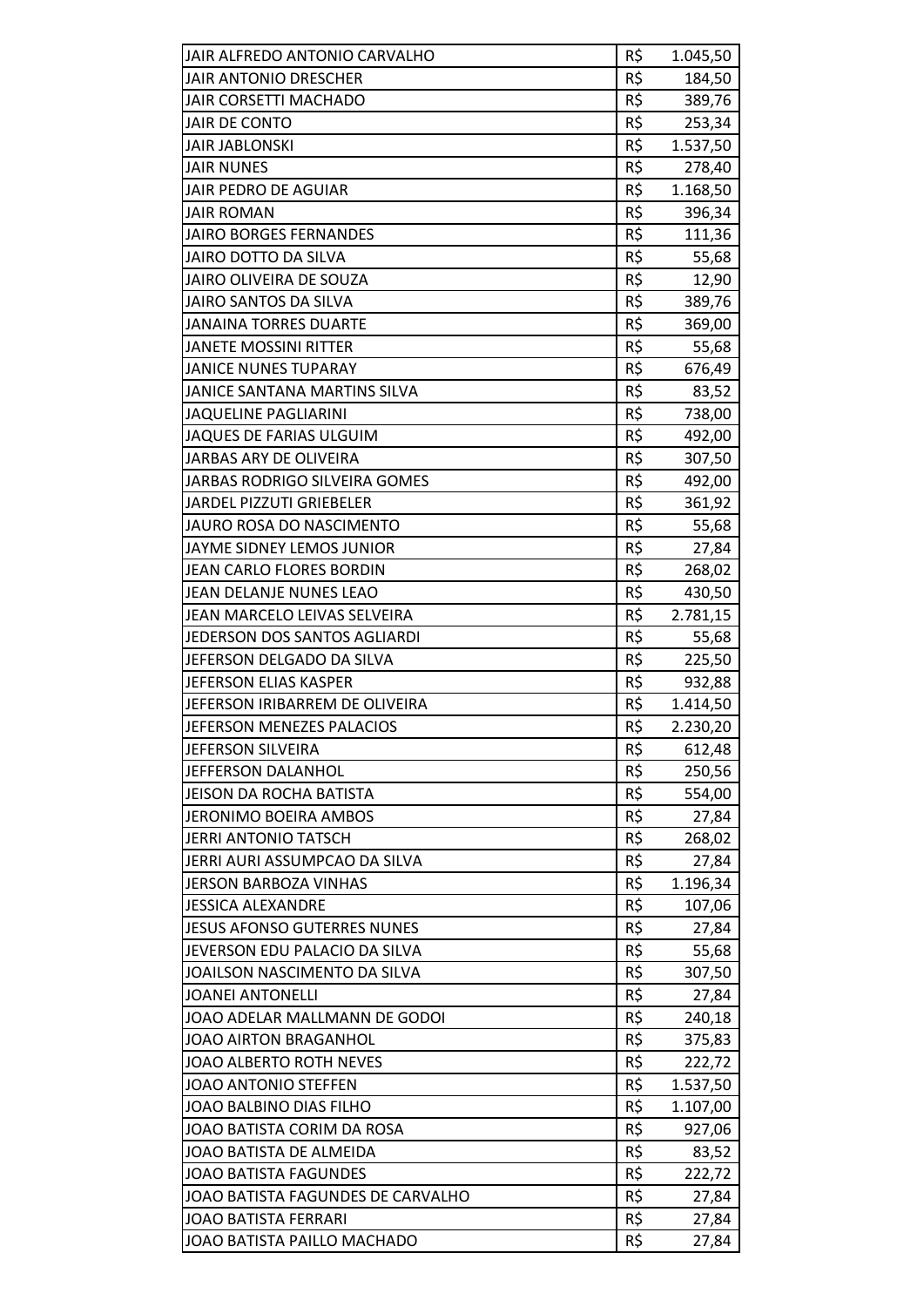| | | |
|---|---|---|
| JAIR ALFREDO ANTONIO CARVALHO | R$ | 1.045,50 |
| JAIR ANTONIO DRESCHER | R$ | 184,50 |
| JAIR CORSETTI MACHADO | R$ | 389,76 |
| JAIR DE CONTO | R$ | 253,34 |
| JAIR JABLONSKI | R$ | 1.537,50 |
| JAIR NUNES | R$ | 278,40 |
| JAIR PEDRO DE AGUIAR | R$ | 1.168,50 |
| JAIR ROMAN | R$ | 396,34 |
| JAIRO BORGES FERNANDES | R$ | 111,36 |
| JAIRO DOTTO DA SILVA | R$ | 55,68 |
| JAIRO OLIVEIRA DE SOUZA | R$ | 12,90 |
| JAIRO SANTOS DA SILVA | R$ | 389,76 |
| JANAINA TORRES DUARTE | R$ | 369,00 |
| JANETE MOSSINI RITTER | R$ | 55,68 |
| JANICE NUNES TUPARAY | R$ | 676,49 |
| JANICE SANTANA MARTINS SILVA | R$ | 83,52 |
| JAQUELINE PAGLIARINI | R$ | 738,00 |
| JAQUES DE FARIAS ULGUIM | R$ | 492,00 |
| JARBAS ARY DE OLIVEIRA | R$ | 307,50 |
| JARBAS RODRIGO SILVEIRA GOMES | R$ | 492,00 |
| JARDEL PIZZUTI GRIEBELER | R$ | 361,92 |
| JAURO ROSA DO NASCIMENTO | R$ | 55,68 |
| JAYME SIDNEY LEMOS JUNIOR | R$ | 27,84 |
| JEAN CARLO FLORES BORDIN | R$ | 268,02 |
| JEAN DELANJE NUNES LEAO | R$ | 430,50 |
| JEAN MARCELO LEIVAS SELVEIRA | R$ | 2.781,15 |
| JEDERSON DOS SANTOS AGLIARDI | R$ | 55,68 |
| JEFERSON DELGADO DA SILVA | R$ | 225,50 |
| JEFERSON ELIAS KASPER | R$ | 932,88 |
| JEFERSON IRIBARREM DE OLIVEIRA | R$ | 1.414,50 |
| JEFERSON MENEZES PALACIOS | R$ | 2.230,20 |
| JEFERSON SILVEIRA | R$ | 612,48 |
| JEFFERSON DALANHOL | R$ | 250,56 |
| JEISON DA ROCHA BATISTA | R$ | 554,00 |
| JERONIMO BOEIRA AMBOS | R$ | 27,84 |
| JERRI ANTONIO TATSCH | R$ | 268,02 |
| JERRI AURI ASSUMPCAO DA SILVA | R$ | 27,84 |
| JERSON BARBOZA VINHAS | R$ | 1.196,34 |
| JESSICA ALEXANDRE | R$ | 107,06 |
| JESUS AFONSO GUTERRES NUNES | R$ | 27,84 |
| JEVERSON EDU PALACIO DA SILVA | R$ | 55,68 |
| JOAILSON NASCIMENTO DA SILVA | R$ | 307,50 |
| JOANEI ANTONELLI | R$ | 27,84 |
| JOAO ADELAR MALLMANN DE GODOI | R$ | 240,18 |
| JOAO AIRTON BRAGANHOL | R$ | 375,83 |
| JOAO ALBERTO ROTH NEVES | R$ | 222,72 |
| JOAO ANTONIO STEFFEN | R$ | 1.537,50 |
| JOAO BALBINO DIAS FILHO | R$ | 1.107,00 |
| JOAO BATISTA CORIM DA ROSA | R$ | 927,06 |
| JOAO BATISTA DE ALMEIDA | R$ | 83,52 |
| JOAO BATISTA FAGUNDES | R$ | 222,72 |
| JOAO BATISTA FAGUNDES DE CARVALHO | R$ | 27,84 |
| JOAO BATISTA FERRARI | R$ | 27,84 |
| JOAO BATISTA PAILLO MACHADO | R$ | 27,84 |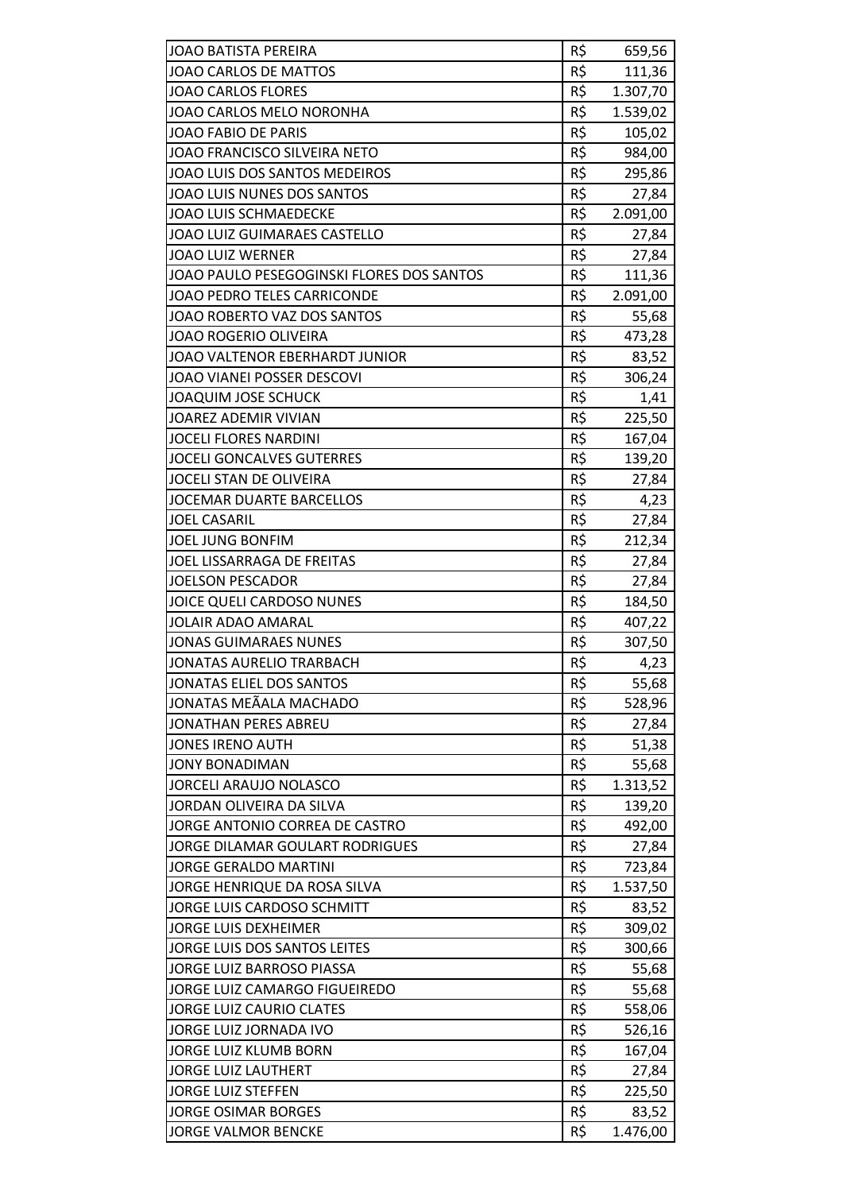| | | |
|---|---|---|
| JOAO BATISTA PEREIRA | R$ | 659,56 |
| JOAO CARLOS DE MATTOS | R$ | 111,36 |
| JOAO CARLOS FLORES | R$ | 1.307,70 |
| JOAO CARLOS MELO NORONHA | R$ | 1.539,02 |
| JOAO FABIO DE PARIS | R$ | 105,02 |
| JOAO FRANCISCO SILVEIRA NETO | R$ | 984,00 |
| JOAO LUIS DOS SANTOS MEDEIROS | R$ | 295,86 |
| JOAO LUIS NUNES DOS SANTOS | R$ | 27,84 |
| JOAO LUIS SCHMAEDECKE | R$ | 2.091,00 |
| JOAO LUIZ GUIMARAES CASTELLO | R$ | 27,84 |
| JOAO LUIZ WERNER | R$ | 27,84 |
| JOAO PAULO PESEGOGINSKI FLORES DOS SANTOS | R$ | 111,36 |
| JOAO PEDRO TELES CARRICONDE | R$ | 2.091,00 |
| JOAO ROBERTO VAZ DOS SANTOS | R$ | 55,68 |
| JOAO ROGERIO OLIVEIRA | R$ | 473,28 |
| JOAO VALTENOR EBERHARDT JUNIOR | R$ | 83,52 |
| JOAO VIANEI POSSER DESCOVI | R$ | 306,24 |
| JOAQUIM JOSE SCHUCK | R$ | 1,41 |
| JOAREZ ADEMIR VIVIAN | R$ | 225,50 |
| JOCELI FLORES NARDINI | R$ | 167,04 |
| JOCELI GONCALVES GUTERRES | R$ | 139,20 |
| JOCELI STAN DE OLIVEIRA | R$ | 27,84 |
| JOCEMAR DUARTE BARCELLOS | R$ | 4,23 |
| JOEL CASARIL | R$ | 27,84 |
| JOEL JUNG BONFIM | R$ | 212,34 |
| JOEL LISSARRAGA DE FREITAS | R$ | 27,84 |
| JOELSON PESCADOR | R$ | 27,84 |
| JOICE QUELI CARDOSO NUNES | R$ | 184,50 |
| JOLAIR ADAO AMARAL | R$ | 407,22 |
| JONAS GUIMARAES NUNES | R$ | 307,50 |
| JONATAS AURELIO TRARBACH | R$ | 4,23 |
| JONATAS ELIEL DOS SANTOS | R$ | 55,68 |
| JONATAS MEÃALA MACHADO | R$ | 528,96 |
| JONATHAN PERES ABREU | R$ | 27,84 |
| JONES IRENO AUTH | R$ | 51,38 |
| JONY BONADIMAN | R$ | 55,68 |
| JORCELI ARAUJO NOLASCO | R$ | 1.313,52 |
| JORDAN OLIVEIRA DA SILVA | R$ | 139,20 |
| JORGE ANTONIO CORREA DE CASTRO | R$ | 492,00 |
| JORGE DILAMAR GOULART RODRIGUES | R$ | 27,84 |
| JORGE GERALDO MARTINI | R$ | 723,84 |
| JORGE HENRIQUE DA ROSA SILVA | R$ | 1.537,50 |
| JORGE LUIS CARDOSO SCHMITT | R$ | 83,52 |
| JORGE LUIS DEXHEIMER | R$ | 309,02 |
| JORGE LUIS DOS SANTOS LEITES | R$ | 300,66 |
| JORGE LUIZ BARROSO PIASSA | R$ | 55,68 |
| JORGE LUIZ CAMARGO FIGUEIREDO | R$ | 55,68 |
| JORGE LUIZ CAURIO CLATES | R$ | 558,06 |
| JORGE LUIZ JORNADA IVO | R$ | 526,16 |
| JORGE LUIZ KLUMB BORN | R$ | 167,04 |
| JORGE LUIZ LAUTHERT | R$ | 27,84 |
| JORGE LUIZ STEFFEN | R$ | 225,50 |
| JORGE OSIMAR BORGES | R$ | 83,52 |
| JORGE VALMOR BENCKE | R$ | 1.476,00 |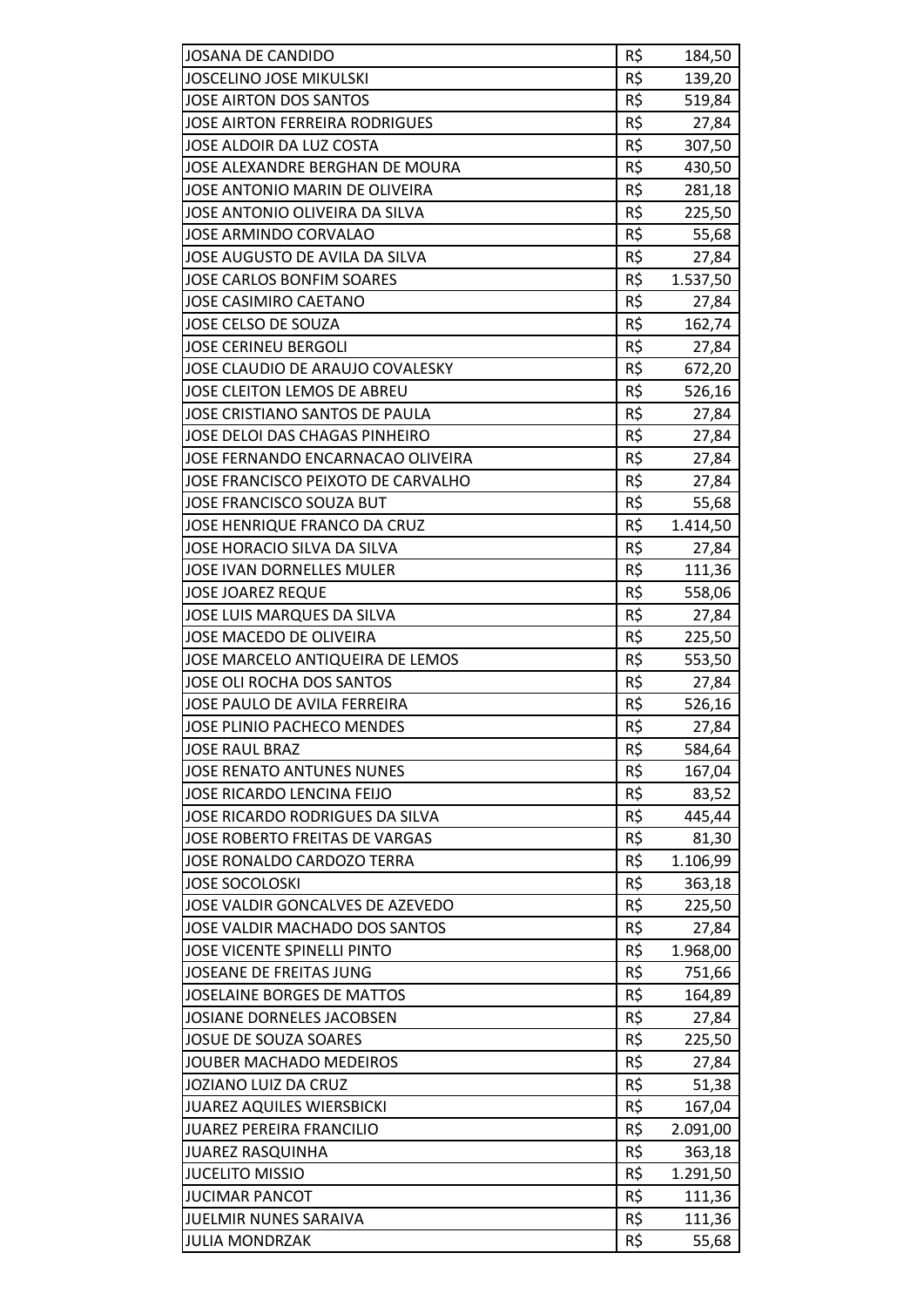| | | |
|---|---|---|
| JOSANA DE CANDIDO | R$ | 184,50 |
| JOSCELINO JOSE MIKULSKI | R$ | 139,20 |
| JOSE AIRTON DOS SANTOS | R$ | 519,84 |
| JOSE AIRTON FERREIRA RODRIGUES | R$ | 27,84 |
| JOSE ALDOIR DA LUZ COSTA | R$ | 307,50 |
| JOSE ALEXANDRE BERGHAN DE MOURA | R$ | 430,50 |
| JOSE ANTONIO MARIN DE OLIVEIRA | R$ | 281,18 |
| JOSE ANTONIO OLIVEIRA DA SILVA | R$ | 225,50 |
| JOSE ARMINDO CORVALAO | R$ | 55,68 |
| JOSE AUGUSTO DE AVILA DA SILVA | R$ | 27,84 |
| JOSE CARLOS BONFIM SOARES | R$ | 1.537,50 |
| JOSE CASIMIRO CAETANO | R$ | 27,84 |
| JOSE CELSO DE SOUZA | R$ | 162,74 |
| JOSE CERINEU BERGOLI | R$ | 27,84 |
| JOSE CLAUDIO DE ARAUJO COVALESKY | R$ | 672,20 |
| JOSE CLEITON LEMOS DE ABREU | R$ | 526,16 |
| JOSE CRISTIANO SANTOS DE PAULA | R$ | 27,84 |
| JOSE DELOI DAS CHAGAS PINHEIRO | R$ | 27,84 |
| JOSE FERNANDO ENCARNACAO OLIVEIRA | R$ | 27,84 |
| JOSE FRANCISCO PEIXOTO DE CARVALHO | R$ | 27,84 |
| JOSE FRANCISCO SOUZA BUT | R$ | 55,68 |
| JOSE HENRIQUE FRANCO DA CRUZ | R$ | 1.414,50 |
| JOSE HORACIO SILVA DA SILVA | R$ | 27,84 |
| JOSE IVAN DORNELLES MULER | R$ | 111,36 |
| JOSE JOAREZ REQUE | R$ | 558,06 |
| JOSE LUIS MARQUES DA SILVA | R$ | 27,84 |
| JOSE MACEDO DE OLIVEIRA | R$ | 225,50 |
| JOSE MARCELO ANTIQUEIRA DE LEMOS | R$ | 553,50 |
| JOSE OLI ROCHA DOS SANTOS | R$ | 27,84 |
| JOSE PAULO DE AVILA FERREIRA | R$ | 526,16 |
| JOSE PLINIO PACHECO MENDES | R$ | 27,84 |
| JOSE RAUL BRAZ | R$ | 584,64 |
| JOSE RENATO ANTUNES NUNES | R$ | 167,04 |
| JOSE RICARDO LENCINA FEIJO | R$ | 83,52 |
| JOSE RICARDO RODRIGUES DA SILVA | R$ | 445,44 |
| JOSE ROBERTO FREITAS DE VARGAS | R$ | 81,30 |
| JOSE RONALDO CARDOZO TERRA | R$ | 1.106,99 |
| JOSE SOCOLOSKI | R$ | 363,18 |
| JOSE VALDIR GONCALVES DE AZEVEDO | R$ | 225,50 |
| JOSE VALDIR MACHADO DOS SANTOS | R$ | 27,84 |
| JOSE VICENTE SPINELLI PINTO | R$ | 1.968,00 |
| JOSEANE DE FREITAS JUNG | R$ | 751,66 |
| JOSELAINE BORGES DE MATTOS | R$ | 164,89 |
| JOSIANE DORNELES JACOBSEN | R$ | 27,84 |
| JOSUE DE SOUZA SOARES | R$ | 225,50 |
| JOUBER MACHADO MEDEIROS | R$ | 27,84 |
| JOZIANO LUIZ DA CRUZ | R$ | 51,38 |
| JUAREZ AQUILES WIERSBICKI | R$ | 167,04 |
| JUAREZ PEREIRA FRANCILIO | R$ | 2.091,00 |
| JUAREZ RASQUINHA | R$ | 363,18 |
| JUCELITO MISSIO | R$ | 1.291,50 |
| JUCIMAR PANCOT | R$ | 111,36 |
| JUELMIR NUNES SARAIVA | R$ | 111,36 |
| JULIA MONDRZAK | R$ | 55,68 |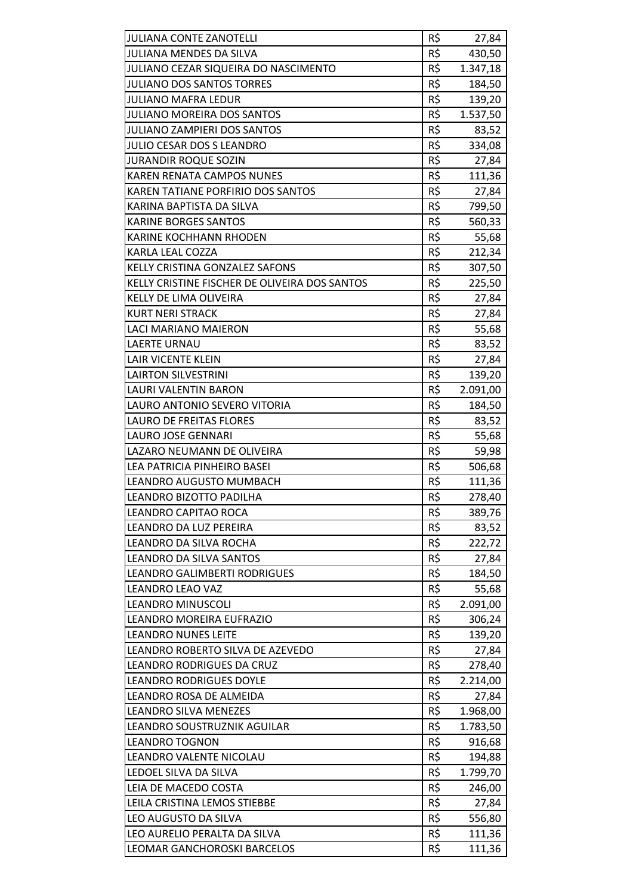| | | |
|---|---|---|
| JULIANA CONTE ZANOTELLI | R$ | 27,84 |
| JULIANA MENDES DA SILVA | R$ | 430,50 |
| JULIANO CEZAR SIQUEIRA DO NASCIMENTO | R$ | 1.347,18 |
| JULIANO DOS SANTOS TORRES | R$ | 184,50 |
| JULIANO MAFRA LEDUR | R$ | 139,20 |
| JULIANO MOREIRA DOS SANTOS | R$ | 1.537,50 |
| JULIANO ZAMPIERI DOS SANTOS | R$ | 83,52 |
| JULIO CESAR DOS S LEANDRO | R$ | 334,08 |
| JURANDIR ROQUE SOZIN | R$ | 27,84 |
| KAREN RENATA CAMPOS NUNES | R$ | 111,36 |
| KAREN TATIANE PORFIRIO DOS SANTOS | R$ | 27,84 |
| KARINA BAPTISTA DA SILVA | R$ | 799,50 |
| KARINE BORGES SANTOS | R$ | 560,33 |
| KARINE KOCHHANN RHODEN | R$ | 55,68 |
| KARLA LEAL COZZA | R$ | 212,34 |
| KELLY CRISTINA GONZALEZ SAFONS | R$ | 307,50 |
| KELLY CRISTINE FISCHER DE OLIVEIRA DOS SANTOS | R$ | 225,50 |
| KELLY DE LIMA OLIVEIRA | R$ | 27,84 |
| KURT NERI STRACK | R$ | 27,84 |
| LACI MARIANO MAIERON | R$ | 55,68 |
| LAERTE URNAU | R$ | 83,52 |
| LAIR VICENTE KLEIN | R$ | 27,84 |
| LAIRTON SILVESTRINI | R$ | 139,20 |
| LAURI VALENTIN BARON | R$ | 2.091,00 |
| LAURO ANTONIO SEVERO VITORIA | R$ | 184,50 |
| LAURO DE FREITAS FLORES | R$ | 83,52 |
| LAURO JOSE GENNARI | R$ | 55,68 |
| LAZARO NEUMANN DE OLIVEIRA | R$ | 59,98 |
| LEA PATRICIA PINHEIRO BASEI | R$ | 506,68 |
| LEANDRO AUGUSTO MUMBACH | R$ | 111,36 |
| LEANDRO BIZOTTO PADILHA | R$ | 278,40 |
| LEANDRO CAPITAO ROCA | R$ | 389,76 |
| LEANDRO DA LUZ PEREIRA | R$ | 83,52 |
| LEANDRO DA SILVA ROCHA | R$ | 222,72 |
| LEANDRO DA SILVA SANTOS | R$ | 27,84 |
| LEANDRO GALIMBERTI RODRIGUES | R$ | 184,50 |
| LEANDRO LEAO VAZ | R$ | 55,68 |
| LEANDRO MINUSCOLI | R$ | 2.091,00 |
| LEANDRO MOREIRA EUFRAZIO | R$ | 306,24 |
| LEANDRO NUNES LEITE | R$ | 139,20 |
| LEANDRO ROBERTO SILVA DE AZEVEDO | R$ | 27,84 |
| LEANDRO RODRIGUES DA CRUZ | R$ | 278,40 |
| LEANDRO RODRIGUES DOYLE | R$ | 2.214,00 |
| LEANDRO ROSA DE ALMEIDA | R$ | 27,84 |
| LEANDRO SILVA MENEZES | R$ | 1.968,00 |
| LEANDRO SOUSTRUZNIK AGUILAR | R$ | 1.783,50 |
| LEANDRO TOGNON | R$ | 916,68 |
| LEANDRO VALENTE NICOLAU | R$ | 194,88 |
| LEDOEL SILVA DA SILVA | R$ | 1.799,70 |
| LEIA DE MACEDO COSTA | R$ | 246,00 |
| LEILA CRISTINA LEMOS STIEBBE | R$ | 27,84 |
| LEO AUGUSTO DA SILVA | R$ | 556,80 |
| LEO AURELIO PERALTA DA SILVA | R$ | 111,36 |
| LEOMAR GANCHOROSKI BARCELOS | R$ | 111,36 |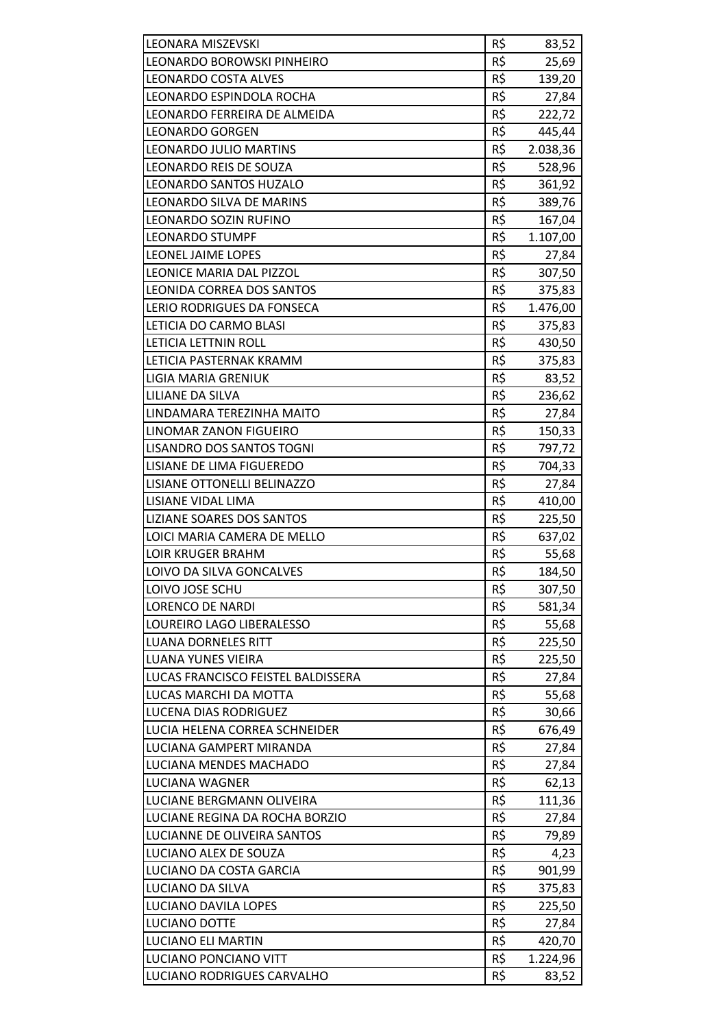| | | |
|---|---|---|
| LEONARA MISZEVSKI | R$ | 83,52 |
| LEONARDO BOROWSKI PINHEIRO | R$ | 25,69 |
| LEONARDO COSTA ALVES | R$ | 139,20 |
| LEONARDO ESPINDOLA ROCHA | R$ | 27,84 |
| LEONARDO FERREIRA DE ALMEIDA | R$ | 222,72 |
| LEONARDO GORGEN | R$ | 445,44 |
| LEONARDO JULIO MARTINS | R$ | 2.038,36 |
| LEONARDO REIS DE SOUZA | R$ | 528,96 |
| LEONARDO SANTOS HUZALO | R$ | 361,92 |
| LEONARDO SILVA DE MARINS | R$ | 389,76 |
| LEONARDO SOZIN RUFINO | R$ | 167,04 |
| LEONARDO STUMPF | R$ | 1.107,00 |
| LEONEL JAIME LOPES | R$ | 27,84 |
| LEONICE MARIA DAL PIZZOL | R$ | 307,50 |
| LEONIDA CORREA DOS SANTOS | R$ | 375,83 |
| LERIO RODRIGUES DA FONSECA | R$ | 1.476,00 |
| LETICIA DO CARMO BLASI | R$ | 375,83 |
| LETICIA LETTNIN ROLL | R$ | 430,50 |
| LETICIA PASTERNAK KRAMM | R$ | 375,83 |
| LIGIA MARIA GRENIUK | R$ | 83,52 |
| LILIANE DA SILVA | R$ | 236,62 |
| LINDAMARA TEREZINHA MAITO | R$ | 27,84 |
| LINOMAR ZANON FIGUEIRO | R$ | 150,33 |
| LISANDRO DOS SANTOS TOGNI | R$ | 797,72 |
| LISIANE DE LIMA FIGUEREDO | R$ | 704,33 |
| LISIANE OTTONELLI BELINAZZO | R$ | 27,84 |
| LISIANE VIDAL LIMA | R$ | 410,00 |
| LIZIANE SOARES DOS SANTOS | R$ | 225,50 |
| LOICI MARIA CAMERA DE MELLO | R$ | 637,02 |
| LOIR KRUGER BRAHM | R$ | 55,68 |
| LOIVO DA SILVA GONCALVES | R$ | 184,50 |
| LOIVO JOSE SCHU | R$ | 307,50 |
| LORENCO DE NARDI | R$ | 581,34 |
| LOUREIRO LAGO LIBERALESSO | R$ | 55,68 |
| LUANA DORNELES RITT | R$ | 225,50 |
| LUANA YUNES VIEIRA | R$ | 225,50 |
| LUCAS FRANCISCO FEISTEL BALDISSERA | R$ | 27,84 |
| LUCAS MARCHI DA MOTTA | R$ | 55,68 |
| LUCENA DIAS RODRIGUEZ | R$ | 30,66 |
| LUCIA HELENA CORREA SCHNEIDER | R$ | 676,49 |
| LUCIANA GAMPERT MIRANDA | R$ | 27,84 |
| LUCIANA MENDES MACHADO | R$ | 27,84 |
| LUCIANA WAGNER | R$ | 62,13 |
| LUCIANE BERGMANN OLIVEIRA | R$ | 111,36 |
| LUCIANE REGINA DA ROCHA BORZIO | R$ | 27,84 |
| LUCIANNE DE OLIVEIRA SANTOS | R$ | 79,89 |
| LUCIANO ALEX DE SOUZA | R$ | 4,23 |
| LUCIANO DA COSTA GARCIA | R$ | 901,99 |
| LUCIANO DA SILVA | R$ | 375,83 |
| LUCIANO DAVILA LOPES | R$ | 225,50 |
| LUCIANO DOTTE | R$ | 27,84 |
| LUCIANO ELI MARTIN | R$ | 420,70 |
| LUCIANO PONCIANO VITT | R$ | 1.224,96 |
| LUCIANO RODRIGUES CARVALHO | R$ | 83,52 |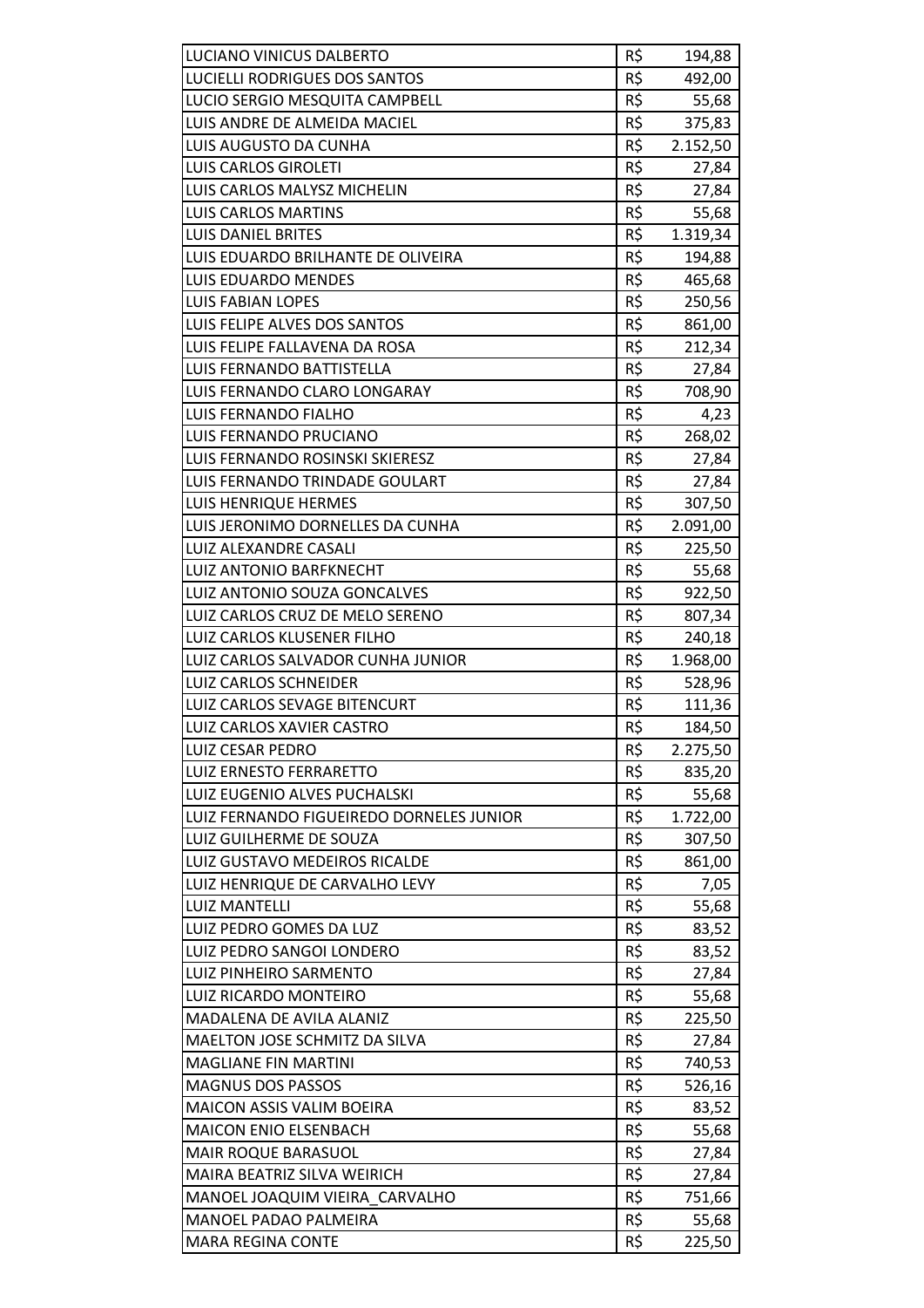| | | |
|---|---|---|
| LUCIANO VINICUS DALBERTO | R$ | 194,88 |
| LUCIELLI RODRIGUES DOS SANTOS | R$ | 492,00 |
| LUCIO SERGIO MESQUITA CAMPBELL | R$ | 55,68 |
| LUIS ANDRE DE ALMEIDA MACIEL | R$ | 375,83 |
| LUIS AUGUSTO DA CUNHA | R$ | 2.152,50 |
| LUIS CARLOS GIROLETI | R$ | 27,84 |
| LUIS CARLOS MALYSZ MICHELIN | R$ | 27,84 |
| LUIS CARLOS MARTINS | R$ | 55,68 |
| LUIS DANIEL BRITES | R$ | 1.319,34 |
| LUIS EDUARDO BRILHANTE DE OLIVEIRA | R$ | 194,88 |
| LUIS EDUARDO MENDES | R$ | 465,68 |
| LUIS FABIAN LOPES | R$ | 250,56 |
| LUIS FELIPE ALVES DOS SANTOS | R$ | 861,00 |
| LUIS FELIPE FALLAVENA DA ROSA | R$ | 212,34 |
| LUIS FERNANDO BATTISTELLA | R$ | 27,84 |
| LUIS FERNANDO CLARO LONGARAY | R$ | 708,90 |
| LUIS FERNANDO FIALHO | R$ | 4,23 |
| LUIS FERNANDO PRUCIANO | R$ | 268,02 |
| LUIS FERNANDO ROSINSKI SKIERESZ | R$ | 27,84 |
| LUIS FERNANDO TRINDADE GOULART | R$ | 27,84 |
| LUIS HENRIQUE HERMES | R$ | 307,50 |
| LUIS JERONIMO DORNELLES DA CUNHA | R$ | 2.091,00 |
| LUIZ ALEXANDRE CASALI | R$ | 225,50 |
| LUIZ ANTONIO BARFKNECHT | R$ | 55,68 |
| LUIZ ANTONIO SOUZA GONCALVES | R$ | 922,50 |
| LUIZ CARLOS CRUZ DE MELO SERENO | R$ | 807,34 |
| LUIZ CARLOS KLUSENER FILHO | R$ | 240,18 |
| LUIZ CARLOS SALVADOR CUNHA JUNIOR | R$ | 1.968,00 |
| LUIZ CARLOS SCHNEIDER | R$ | 528,96 |
| LUIZ CARLOS SEVAGE BITENCURT | R$ | 111,36 |
| LUIZ CARLOS XAVIER CASTRO | R$ | 184,50 |
| LUIZ CESAR PEDRO | R$ | 2.275,50 |
| LUIZ ERNESTO FERRARETTO | R$ | 835,20 |
| LUIZ EUGENIO ALVES PUCHALSKI | R$ | 55,68 |
| LUIZ FERNANDO FIGUEIREDO DORNELES JUNIOR | R$ | 1.722,00 |
| LUIZ GUILHERME DE SOUZA | R$ | 307,50 |
| LUIZ GUSTAVO MEDEIROS RICALDE | R$ | 861,00 |
| LUIZ HENRIQUE DE CARVALHO LEVY | R$ | 7,05 |
| LUIZ MANTELLI | R$ | 55,68 |
| LUIZ PEDRO GOMES DA LUZ | R$ | 83,52 |
| LUIZ PEDRO SANGOI LONDERO | R$ | 83,52 |
| LUIZ PINHEIRO SARMENTO | R$ | 27,84 |
| LUIZ RICARDO MONTEIRO | R$ | 55,68 |
| MADALENA DE AVILA ALANIZ | R$ | 225,50 |
| MAELTON JOSE SCHMITZ DA SILVA | R$ | 27,84 |
| MAGLIANE FIN MARTINI | R$ | 740,53 |
| MAGNUS DOS PASSOS | R$ | 526,16 |
| MAICON ASSIS VALIM BOEIRA | R$ | 83,52 |
| MAICON ENIO ELSENBACH | R$ | 55,68 |
| MAIR ROQUE BARASUOL | R$ | 27,84 |
| MAIRA BEATRIZ SILVA WEIRICH | R$ | 27,84 |
| MANOEL JOAQUIM VIEIRA_CARVALHO | R$ | 751,66 |
| MANOEL PADAO PALMEIRA | R$ | 55,68 |
| MARA REGINA CONTE | R$ | 225,50 |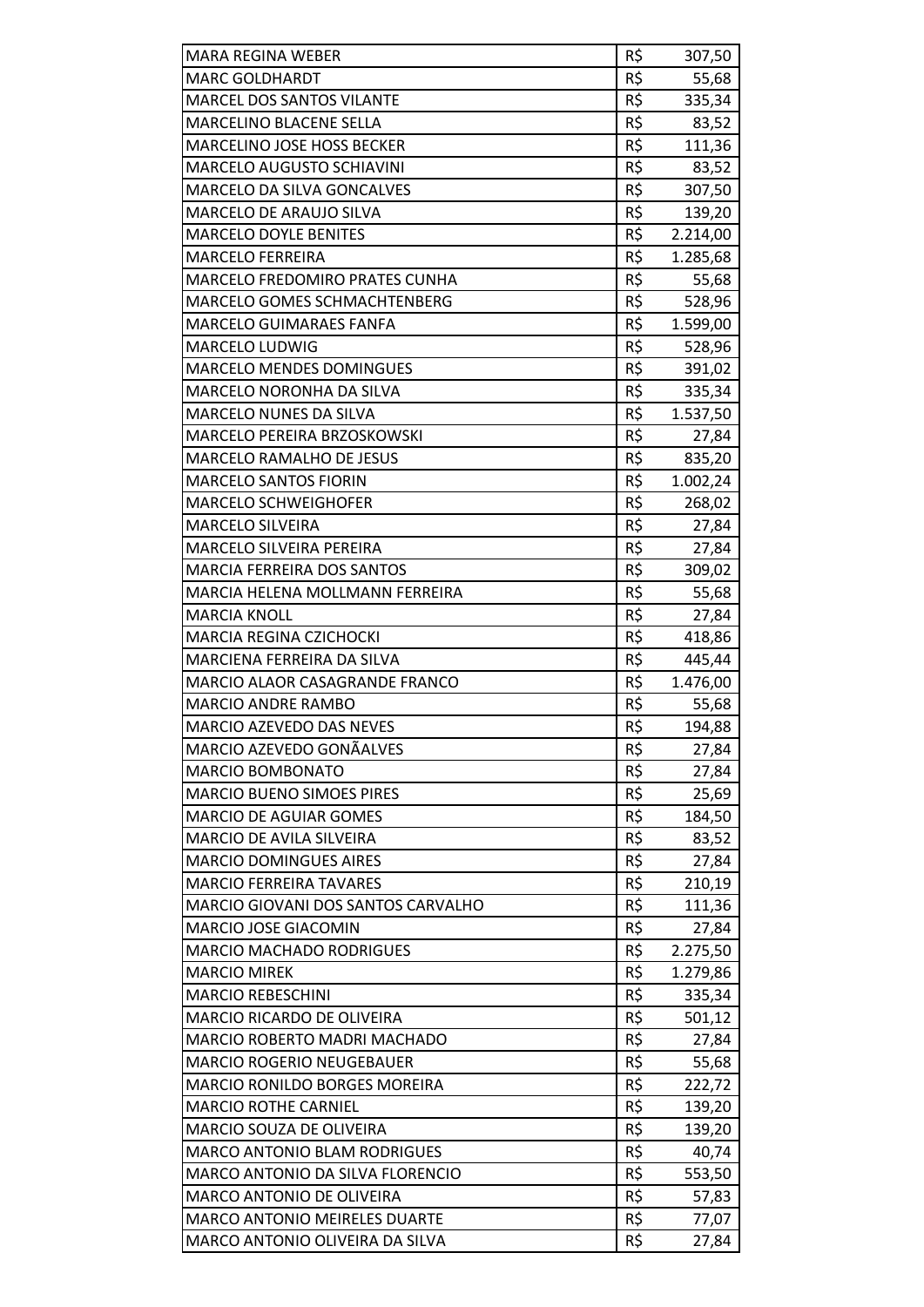| MARA REGINA WEBER | R$ | 307,50 |
|---|---|---|
| MARC GOLDHARDT | R$ | 55,68 |
| MARCEL DOS SANTOS VILANTE | R$ | 335,34 |
| MARCELINO BLACENE SELLA | R$ | 83,52 |
| MARCELINO JOSE HOSS BECKER | R$ | 111,36 |
| MARCELO AUGUSTO SCHIAVINI | R$ | 83,52 |
| MARCELO DA SILVA GONCALVES | R$ | 307,50 |
| MARCELO DE ARAUJO SILVA | R$ | 139,20 |
| MARCELO DOYLE BENITES | R$ | 2.214,00 |
| MARCELO FERREIRA | R$ | 1.285,68 |
| MARCELO FREDOMIRO PRATES CUNHA | R$ | 55,68 |
| MARCELO GOMES SCHMACHTENBERG | R$ | 528,96 |
| MARCELO GUIMARAES FANFA | R$ | 1.599,00 |
| MARCELO LUDWIG | R$ | 528,96 |
| MARCELO MENDES DOMINGUES | R$ | 391,02 |
| MARCELO NORONHA DA SILVA | R$ | 335,34 |
| MARCELO NUNES DA SILVA | R$ | 1.537,50 |
| MARCELO PEREIRA BRZOSKOWSKI | R$ | 27,84 |
| MARCELO RAMALHO DE JESUS | R$ | 835,20 |
| MARCELO SANTOS FIORIN | R$ | 1.002,24 |
| MARCELO SCHWEIGHOFER | R$ | 268,02 |
| MARCELO SILVEIRA | R$ | 27,84 |
| MARCELO SILVEIRA PEREIRA | R$ | 27,84 |
| MARCIA FERREIRA DOS SANTOS | R$ | 309,02 |
| MARCIA HELENA MOLLMANN FERREIRA | R$ | 55,68 |
| MARCIA KNOLL | R$ | 27,84 |
| MARCIA REGINA CZICHOCKI | R$ | 418,86 |
| MARCIENA FERREIRA DA SILVA | R$ | 445,44 |
| MARCIO ALAOR CASAGRANDE FRANCO | R$ | 1.476,00 |
| MARCIO ANDRE RAMBO | R$ | 55,68 |
| MARCIO AZEVEDO DAS NEVES | R$ | 194,88 |
| MARCIO AZEVEDO GONÃALVES | R$ | 27,84 |
| MARCIO BOMBONATO | R$ | 27,84 |
| MARCIO BUENO SIMOES PIRES | R$ | 25,69 |
| MARCIO DE AGUIAR GOMES | R$ | 184,50 |
| MARCIO DE AVILA SILVEIRA | R$ | 83,52 |
| MARCIO DOMINGUES AIRES | R$ | 27,84 |
| MARCIO FERREIRA TAVARES | R$ | 210,19 |
| MARCIO GIOVANI DOS SANTOS CARVALHO | R$ | 111,36 |
| MARCIO JOSE GIACOMIN | R$ | 27,84 |
| MARCIO MACHADO RODRIGUES | R$ | 2.275,50 |
| MARCIO MIREK | R$ | 1.279,86 |
| MARCIO REBESCHINI | R$ | 335,34 |
| MARCIO RICARDO DE OLIVEIRA | R$ | 501,12 |
| MARCIO ROBERTO MADRI MACHADO | R$ | 27,84 |
| MARCIO ROGERIO NEUGEBAUER | R$ | 55,68 |
| MARCIO RONILDO BORGES MOREIRA | R$ | 222,72 |
| MARCIO ROTHE CARNIEL | R$ | 139,20 |
| MARCIO SOUZA DE OLIVEIRA | R$ | 139,20 |
| MARCO ANTONIO BLAM RODRIGUES | R$ | 40,74 |
| MARCO ANTONIO DA SILVA FLORENCIO | R$ | 553,50 |
| MARCO ANTONIO DE OLIVEIRA | R$ | 57,83 |
| MARCO ANTONIO MEIRELES DUARTE | R$ | 77,07 |
| MARCO ANTONIO OLIVEIRA DA SILVA | R$ | 27,84 |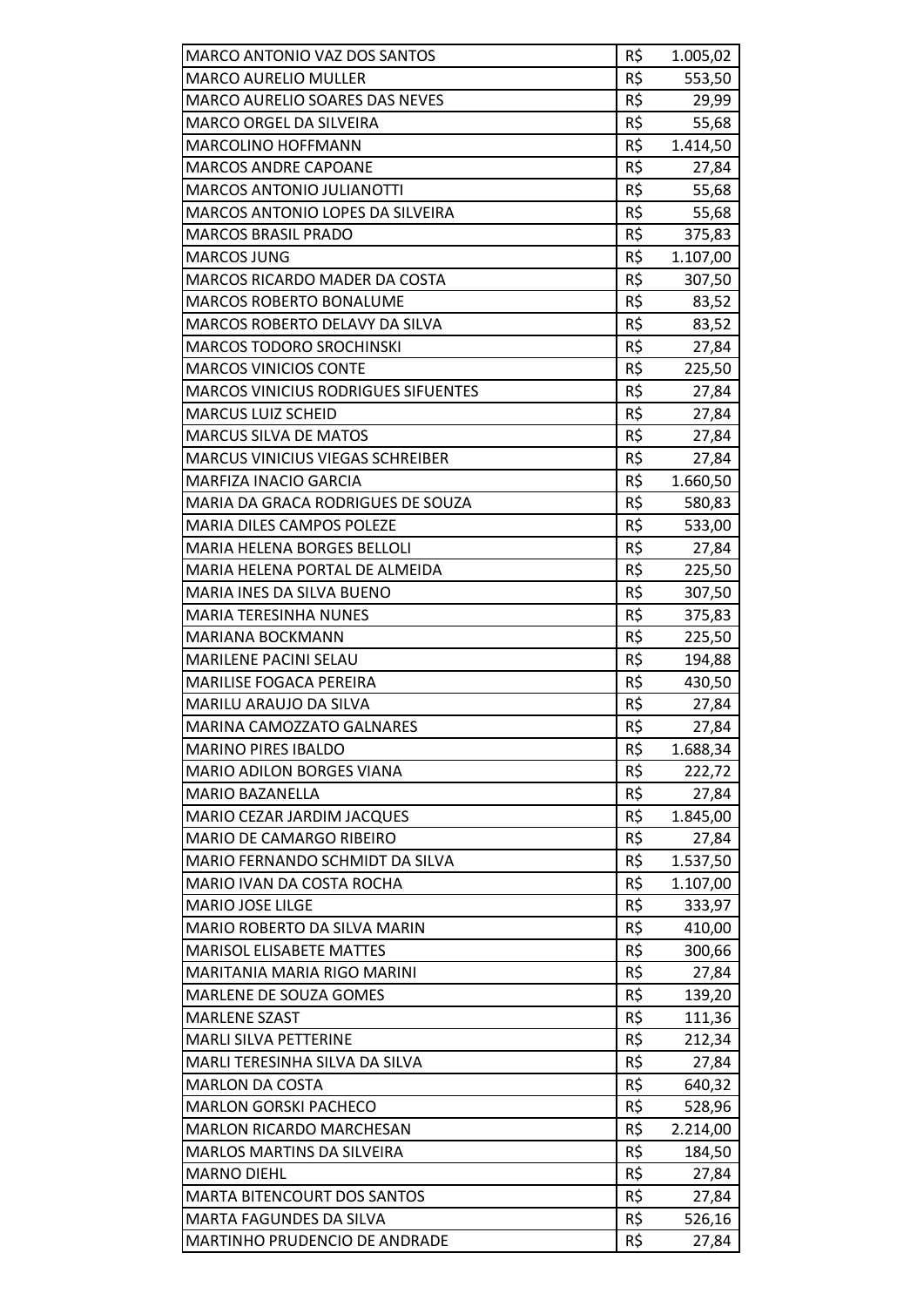| | | |
|---|---|---|
| MARCO ANTONIO VAZ DOS SANTOS | R$ | 1.005,02 |
| MARCO AURELIO MULLER | R$ | 553,50 |
| MARCO AURELIO SOARES DAS NEVES | R$ | 29,99 |
| MARCO ORGEL DA SILVEIRA | R$ | 55,68 |
| MARCOLINO HOFFMANN | R$ | 1.414,50 |
| MARCOS ANDRE CAPOANE | R$ | 27,84 |
| MARCOS ANTONIO JULIANOTTI | R$ | 55,68 |
| MARCOS ANTONIO LOPES DA SILVEIRA | R$ | 55,68 |
| MARCOS BRASIL PRADO | R$ | 375,83 |
| MARCOS JUNG | R$ | 1.107,00 |
| MARCOS RICARDO MADER DA COSTA | R$ | 307,50 |
| MARCOS ROBERTO BONALUME | R$ | 83,52 |
| MARCOS ROBERTO DELAVY DA SILVA | R$ | 83,52 |
| MARCOS TODORO SROCHINSKI | R$ | 27,84 |
| MARCOS VINICIOS CONTE | R$ | 225,50 |
| MARCOS VINICIUS RODRIGUES SIFUENTES | R$ | 27,84 |
| MARCUS LUIZ SCHEID | R$ | 27,84 |
| MARCUS SILVA DE MATOS | R$ | 27,84 |
| MARCUS VINICIUS VIEGAS SCHREIBER | R$ | 27,84 |
| MARFIZA INACIO GARCIA | R$ | 1.660,50 |
| MARIA DA GRACA RODRIGUES DE SOUZA | R$ | 580,83 |
| MARIA DILES CAMPOS POLEZE | R$ | 533,00 |
| MARIA HELENA BORGES BELLOLI | R$ | 27,84 |
| MARIA HELENA PORTAL DE ALMEIDA | R$ | 225,50 |
| MARIA INES DA SILVA BUENO | R$ | 307,50 |
| MARIA TERESINHA NUNES | R$ | 375,83 |
| MARIANA BOCKMANN | R$ | 225,50 |
| MARILENE PACINI SELAU | R$ | 194,88 |
| MARILISE FOGACA PEREIRA | R$ | 430,50 |
| MARILU ARAUJO DA SILVA | R$ | 27,84 |
| MARINA CAMOZZATO GALNARES | R$ | 27,84 |
| MARINO PIRES IBALDO | R$ | 1.688,34 |
| MARIO ADILON BORGES VIANA | R$ | 222,72 |
| MARIO BAZANELLA | R$ | 27,84 |
| MARIO CEZAR JARDIM JACQUES | R$ | 1.845,00 |
| MARIO DE CAMARGO RIBEIRO | R$ | 27,84 |
| MARIO FERNANDO SCHMIDT DA SILVA | R$ | 1.537,50 |
| MARIO IVAN DA COSTA ROCHA | R$ | 1.107,00 |
| MARIO JOSE LILGE | R$ | 333,97 |
| MARIO ROBERTO DA SILVA MARIN | R$ | 410,00 |
| MARISOL ELISABETE MATTES | R$ | 300,66 |
| MARITANIA MARIA RIGO MARINI | R$ | 27,84 |
| MARLENE DE SOUZA GOMES | R$ | 139,20 |
| MARLENE SZAST | R$ | 111,36 |
| MARLI SILVA PETTERINE | R$ | 212,34 |
| MARLI TERESINHA SILVA DA SILVA | R$ | 27,84 |
| MARLON DA COSTA | R$ | 640,32 |
| MARLON GORSKI PACHECO | R$ | 528,96 |
| MARLON RICARDO MARCHESAN | R$ | 2.214,00 |
| MARLOS MARTINS DA SILVEIRA | R$ | 184,50 |
| MARNO DIEHL | R$ | 27,84 |
| MARTA BITENCOURT DOS SANTOS | R$ | 27,84 |
| MARTA FAGUNDES DA SILVA | R$ | 526,16 |
| MARTINHO PRUDENCIO DE ANDRADE | R$ | 27,84 |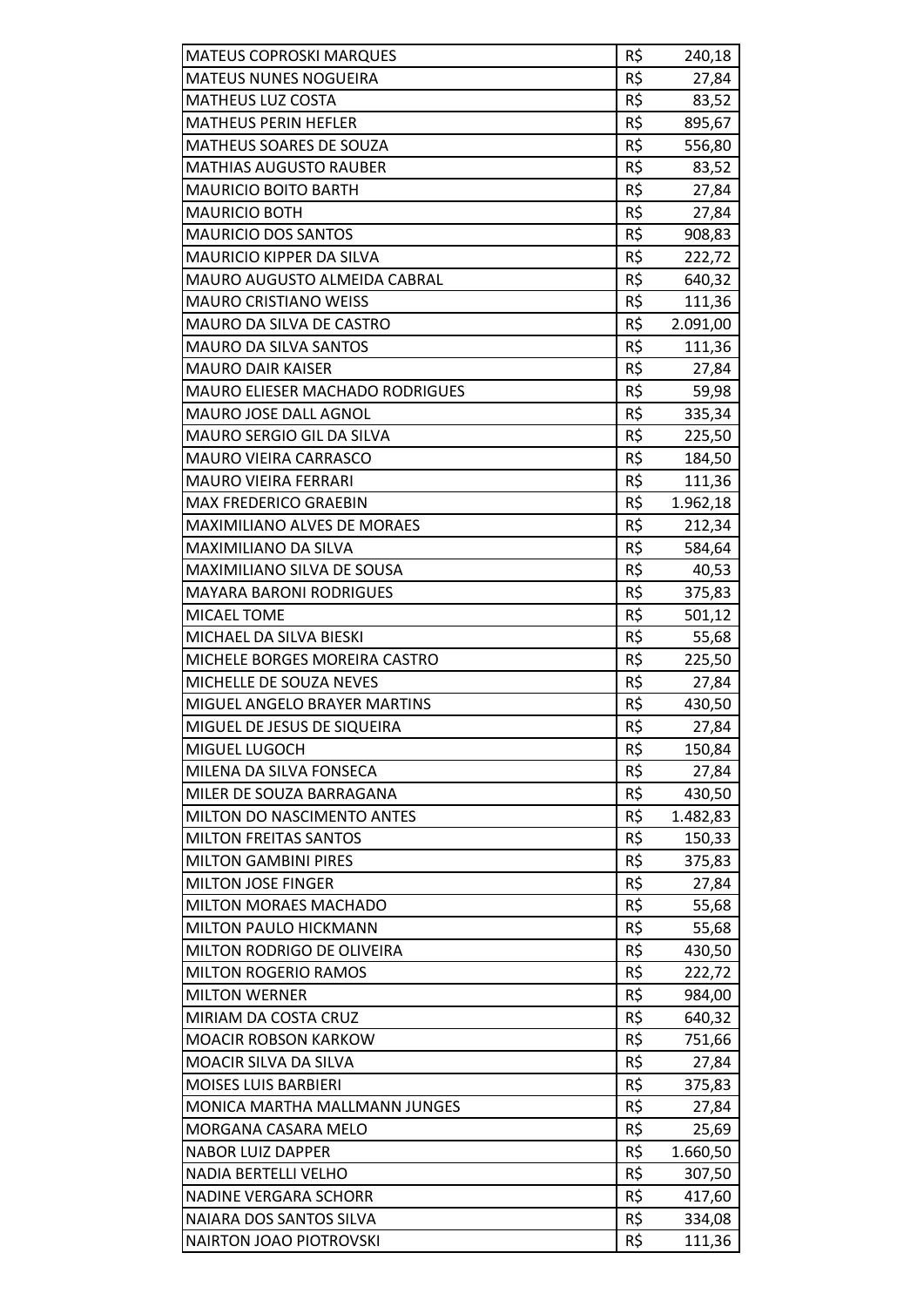| | | |
|---|---|---|
| MATEUS COPROSKI MARQUES | R$ | 240,18 |
| MATEUS NUNES NOGUEIRA | R$ | 27,84 |
| MATHEUS LUZ COSTA | R$ | 83,52 |
| MATHEUS PERIN HEFLER | R$ | 895,67 |
| MATHEUS SOARES DE SOUZA | R$ | 556,80 |
| MATHIAS AUGUSTO RAUBER | R$ | 83,52 |
| MAURICIO BOITO BARTH | R$ | 27,84 |
| MAURICIO BOTH | R$ | 27,84 |
| MAURICIO DOS SANTOS | R$ | 908,83 |
| MAURICIO KIPPER DA SILVA | R$ | 222,72 |
| MAURO AUGUSTO ALMEIDA CABRAL | R$ | 640,32 |
| MAURO CRISTIANO WEISS | R$ | 111,36 |
| MAURO DA SILVA DE CASTRO | R$ | 2.091,00 |
| MAURO DA SILVA SANTOS | R$ | 111,36 |
| MAURO DAIR KAISER | R$ | 27,84 |
| MAURO ELIESER MACHADO RODRIGUES | R$ | 59,98 |
| MAURO JOSE DALL AGNOL | R$ | 335,34 |
| MAURO SERGIO GIL DA SILVA | R$ | 225,50 |
| MAURO VIEIRA CARRASCO | R$ | 184,50 |
| MAURO VIEIRA FERRARI | R$ | 111,36 |
| MAX FREDERICO GRAEBIN | R$ | 1.962,18 |
| MAXIMILIANO ALVES DE MORAES | R$ | 212,34 |
| MAXIMILIANO DA SILVA | R$ | 584,64 |
| MAXIMILIANO SILVA DE SOUSA | R$ | 40,53 |
| MAYARA BARONI RODRIGUES | R$ | 375,83 |
| MICAEL TOME | R$ | 501,12 |
| MICHAEL DA SILVA BIESKI | R$ | 55,68 |
| MICHELE BORGES MOREIRA CASTRO | R$ | 225,50 |
| MICHELLE DE SOUZA NEVES | R$ | 27,84 |
| MIGUEL ANGELO BRAYER MARTINS | R$ | 430,50 |
| MIGUEL DE JESUS DE SIQUEIRA | R$ | 27,84 |
| MIGUEL LUGOCH | R$ | 150,84 |
| MILENA DA SILVA FONSECA | R$ | 27,84 |
| MILER DE SOUZA BARRAGANA | R$ | 430,50 |
| MILTON DO NASCIMENTO ANTES | R$ | 1.482,83 |
| MILTON FREITAS SANTOS | R$ | 150,33 |
| MILTON GAMBINI PIRES | R$ | 375,83 |
| MILTON JOSE FINGER | R$ | 27,84 |
| MILTON MORAES MACHADO | R$ | 55,68 |
| MILTON PAULO HICKMANN | R$ | 55,68 |
| MILTON RODRIGO DE OLIVEIRA | R$ | 430,50 |
| MILTON ROGERIO RAMOS | R$ | 222,72 |
| MILTON WERNER | R$ | 984,00 |
| MIRIAM DA COSTA CRUZ | R$ | 640,32 |
| MOACIR ROBSON KARKOW | R$ | 751,66 |
| MOACIR SILVA DA SILVA | R$ | 27,84 |
| MOISES LUIS BARBIERI | R$ | 375,83 |
| MONICA MARTHA MALLMANN JUNGES | R$ | 27,84 |
| MORGANA CASARA MELO | R$ | 25,69 |
| NABOR LUIZ DAPPER | R$ | 1.660,50 |
| NADIA BERTELLI VELHO | R$ | 307,50 |
| NADINE VERGARA SCHORR | R$ | 417,60 |
| NAIARA DOS SANTOS SILVA | R$ | 334,08 |
| NAIRTON JOAO PIOTROVSKI | R$ | 111,36 |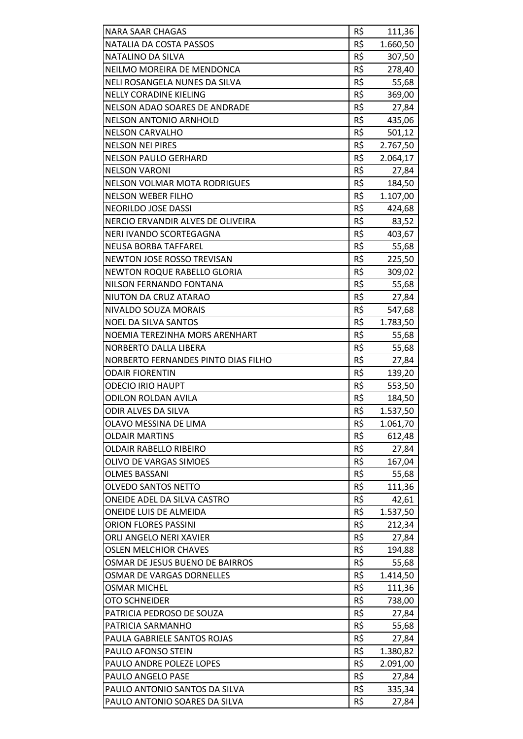| | | |
|---|---|---|
| NARA SAAR CHAGAS | R$ | 111,36 |
| NATALIA DA COSTA PASSOS | R$ | 1.660,50 |
| NATALINO DA SILVA | R$ | 307,50 |
| NEILMO MOREIRA DE MENDONCA | R$ | 278,40 |
| NELI ROSANGELA NUNES DA SILVA | R$ | 55,68 |
| NELLY CORADINE KIELING | R$ | 369,00 |
| NELSON ADAO SOARES DE ANDRADE | R$ | 27,84 |
| NELSON ANTONIO ARNHOLD | R$ | 435,06 |
| NELSON CARVALHO | R$ | 501,12 |
| NELSON NEI PIRES | R$ | 2.767,50 |
| NELSON PAULO GERHARD | R$ | 2.064,17 |
| NELSON VARONI | R$ | 27,84 |
| NELSON VOLMAR MOTA RODRIGUES | R$ | 184,50 |
| NELSON WEBER FILHO | R$ | 1.107,00 |
| NEORILDO JOSE DASSI | R$ | 424,68 |
| NERCIO ERVANDIR ALVES DE OLIVEIRA | R$ | 83,52 |
| NERI IVANDO SCORTEGAGNA | R$ | 403,67 |
| NEUSA BORBA TAFFAREL | R$ | 55,68 |
| NEWTON JOSE ROSSO TREVISAN | R$ | 225,50 |
| NEWTON ROQUE RABELLO GLORIA | R$ | 309,02 |
| NILSON FERNANDO FONTANA | R$ | 55,68 |
| NIUTON DA CRUZ ATARAO | R$ | 27,84 |
| NIVALDO SOUZA MORAIS | R$ | 547,68 |
| NOEL DA SILVA SANTOS | R$ | 1.783,50 |
| NOEMIA TEREZINHA MORS ARENHART | R$ | 55,68 |
| NORBERTO DALLA LIBERA | R$ | 55,68 |
| NORBERTO FERNANDES PINTO DIAS FILHO | R$ | 27,84 |
| ODAIR FIORENTIN | R$ | 139,20 |
| ODECIO IRIO HAUPT | R$ | 553,50 |
| ODILON ROLDAN AVILA | R$ | 184,50 |
| ODIR ALVES DA SILVA | R$ | 1.537,50 |
| OLAVO MESSINA DE LIMA | R$ | 1.061,70 |
| OLDAIR MARTINS | R$ | 612,48 |
| OLDAIR RABELLO RIBEIRO | R$ | 27,84 |
| OLIVO DE VARGAS SIMOES | R$ | 167,04 |
| OLMES BASSANI | R$ | 55,68 |
| OLVEDO SANTOS NETTO | R$ | 111,36 |
| ONEIDE ADEL DA SILVA CASTRO | R$ | 42,61 |
| ONEIDE LUIS DE ALMEIDA | R$ | 1.537,50 |
| ORION FLORES PASSINI | R$ | 212,34 |
| ORLI ANGELO NERI XAVIER | R$ | 27,84 |
| OSLEN MELCHIOR CHAVES | R$ | 194,88 |
| OSMAR DE JESUS BUENO DE BAIRROS | R$ | 55,68 |
| OSMAR DE VARGAS DORNELLES | R$ | 1.414,50 |
| OSMAR MICHEL | R$ | 111,36 |
| OTO SCHNEIDER | R$ | 738,00 |
| PATRICIA PEDROSO DE SOUZA | R$ | 27,84 |
| PATRICIA SARMANHO | R$ | 55,68 |
| PAULA GABRIELE SANTOS ROJAS | R$ | 27,84 |
| PAULO AFONSO STEIN | R$ | 1.380,82 |
| PAULO ANDRE POLEZE LOPES | R$ | 2.091,00 |
| PAULO ANGELO PASE | R$ | 27,84 |
| PAULO ANTONIO SANTOS DA SILVA | R$ | 335,34 |
| PAULO ANTONIO SOARES DA SILVA | R$ | 27,84 |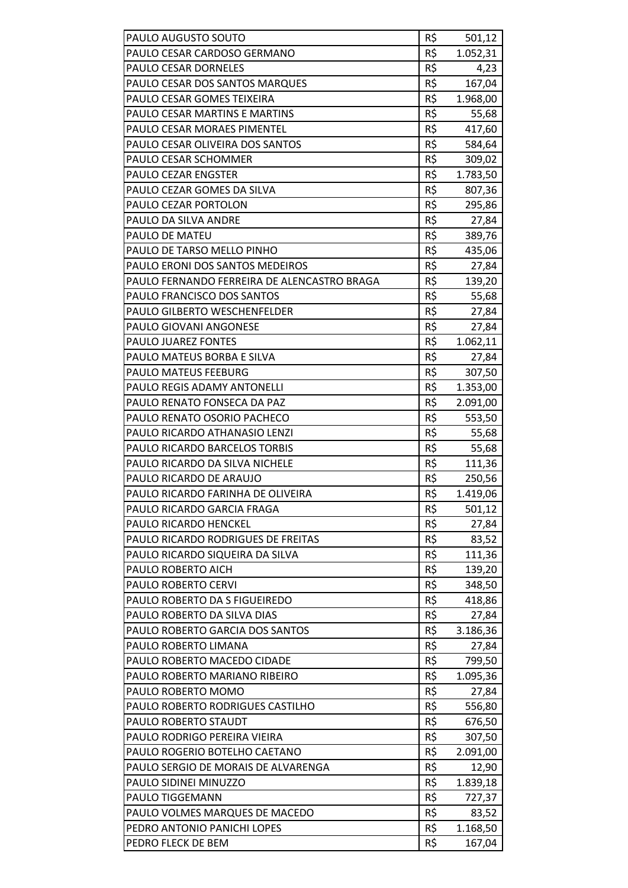| PAULO AUGUSTO SOUTO | R$ | 501,12 |
|---|---|---|
| PAULO CESAR CARDOSO GERMANO | R$ | 1.052,31 |
| PAULO CESAR DORNELES | R$ | 4,23 |
| PAULO CESAR DOS SANTOS MARQUES | R$ | 167,04 |
| PAULO CESAR GOMES TEIXEIRA | R$ | 1.968,00 |
| PAULO CESAR MARTINS E MARTINS | R$ | 55,68 |
| PAULO CESAR MORAES PIMENTEL | R$ | 417,60 |
| PAULO CESAR OLIVEIRA DOS SANTOS | R$ | 584,64 |
| PAULO CESAR SCHOMMER | R$ | 309,02 |
| PAULO CEZAR ENGSTER | R$ | 1.783,50 |
| PAULO CEZAR GOMES DA SILVA | R$ | 807,36 |
| PAULO CEZAR PORTOLON | R$ | 295,86 |
| PAULO DA SILVA ANDRE | R$ | 27,84 |
| PAULO DE MATEU | R$ | 389,76 |
| PAULO DE TARSO MELLO PINHO | R$ | 435,06 |
| PAULO ERONI DOS SANTOS MEDEIROS | R$ | 27,84 |
| PAULO FERNANDO FERREIRA DE ALENCASTRO BRAGA | R$ | 139,20 |
| PAULO FRANCISCO DOS SANTOS | R$ | 55,68 |
| PAULO GILBERTO WESCHENFELDER | R$ | 27,84 |
| PAULO GIOVANI ANGONESE | R$ | 27,84 |
| PAULO JUAREZ FONTES | R$ | 1.062,11 |
| PAULO MATEUS BORBA E SILVA | R$ | 27,84 |
| PAULO MATEUS FEEBURG | R$ | 307,50 |
| PAULO REGIS ADAMY ANTONELLI | R$ | 1.353,00 |
| PAULO RENATO FONSECA DA PAZ | R$ | 2.091,00 |
| PAULO RENATO OSORIO PACHECO | R$ | 553,50 |
| PAULO RICARDO ATHANASIO LENZI | R$ | 55,68 |
| PAULO RICARDO BARCELOS TORBIS | R$ | 55,68 |
| PAULO RICARDO DA SILVA NICHELE | R$ | 111,36 |
| PAULO RICARDO DE ARAUJO | R$ | 250,56 |
| PAULO RICARDO FARINHA DE OLIVEIRA | R$ | 1.419,06 |
| PAULO RICARDO GARCIA FRAGA | R$ | 501,12 |
| PAULO RICARDO HENCKEL | R$ | 27,84 |
| PAULO RICARDO RODRIGUES DE FREITAS | R$ | 83,52 |
| PAULO RICARDO SIQUEIRA DA SILVA | R$ | 111,36 |
| PAULO ROBERTO AICH | R$ | 139,20 |
| PAULO ROBERTO CERVI | R$ | 348,50 |
| PAULO ROBERTO DA S FIGUEIREDO | R$ | 418,86 |
| PAULO ROBERTO DA SILVA DIAS | R$ | 27,84 |
| PAULO ROBERTO GARCIA DOS SANTOS | R$ | 3.186,36 |
| PAULO ROBERTO LIMANA | R$ | 27,84 |
| PAULO ROBERTO MACEDO CIDADE | R$ | 799,50 |
| PAULO ROBERTO MARIANO RIBEIRO | R$ | 1.095,36 |
| PAULO ROBERTO MOMO | R$ | 27,84 |
| PAULO ROBERTO RODRIGUES CASTILHO | R$ | 556,80 |
| PAULO ROBERTO STAUDT | R$ | 676,50 |
| PAULO RODRIGO PEREIRA VIEIRA | R$ | 307,50 |
| PAULO ROGERIO BOTELHO CAETANO | R$ | 2.091,00 |
| PAULO SERGIO DE MORAIS DE ALVARENGA | R$ | 12,90 |
| PAULO SIDINEI MINUZZO | R$ | 1.839,18 |
| PAULO TIGGEMANN | R$ | 727,37 |
| PAULO VOLMES MARQUES DE MACEDO | R$ | 83,52 |
| PEDRO ANTONIO PANICHI LOPES | R$ | 1.168,50 |
| PEDRO FLECK DE BEM | R$ | 167,04 |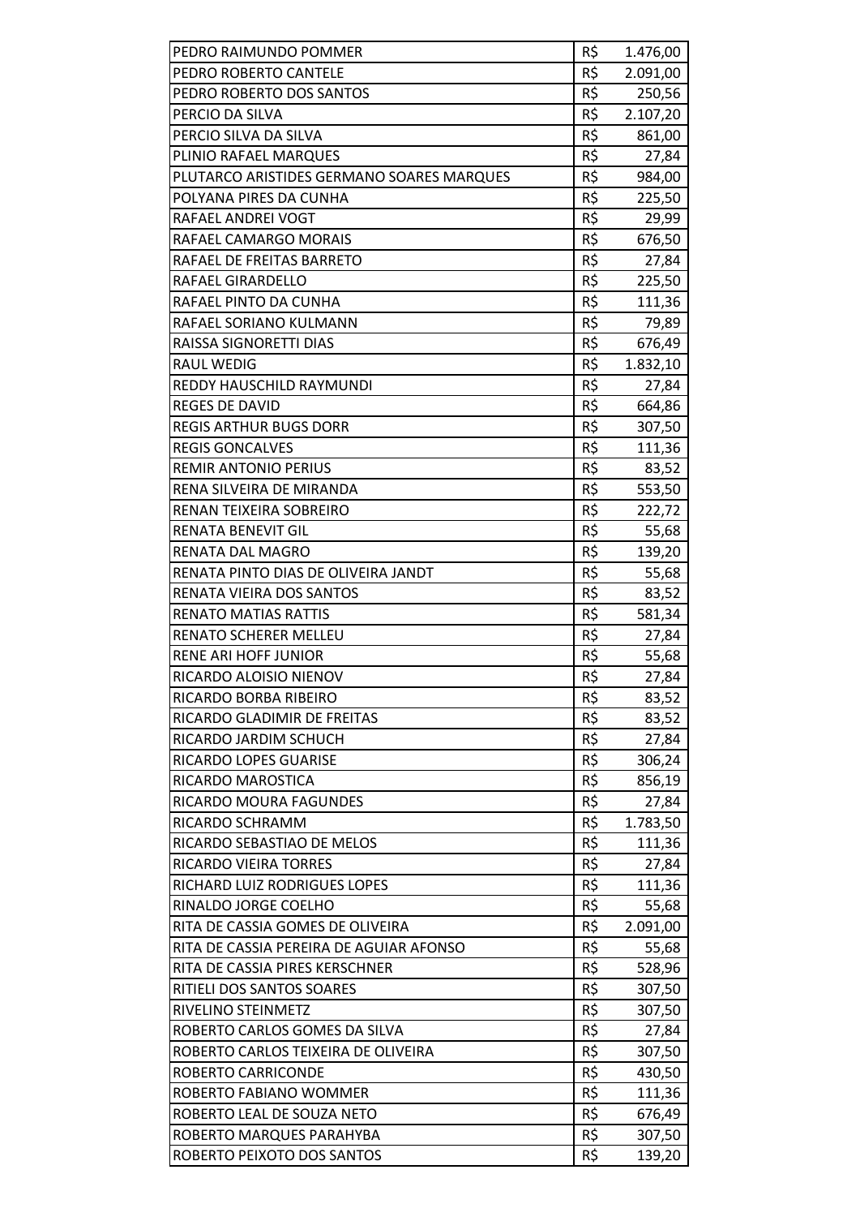| | | |
|---|---|---|
| PEDRO RAIMUNDO POMMER | R$ | 1.476,00 |
| PEDRO ROBERTO CANTELE | R$ | 2.091,00 |
| PEDRO ROBERTO DOS SANTOS | R$ | 250,56 |
| PERCIO DA SILVA | R$ | 2.107,20 |
| PERCIO SILVA DA SILVA | R$ | 861,00 |
| PLINIO RAFAEL MARQUES | R$ | 27,84 |
| PLUTARCO ARISTIDES GERMANO SOARES MARQUES | R$ | 984,00 |
| POLYANA PIRES DA CUNHA | R$ | 225,50 |
| RAFAEL ANDREI VOGT | R$ | 29,99 |
| RAFAEL CAMARGO MORAIS | R$ | 676,50 |
| RAFAEL DE FREITAS BARRETO | R$ | 27,84 |
| RAFAEL GIRARDELLO | R$ | 225,50 |
| RAFAEL PINTO DA CUNHA | R$ | 111,36 |
| RAFAEL SORIANO KULMANN | R$ | 79,89 |
| RAISSA SIGNORETTI DIAS | R$ | 676,49 |
| RAUL WEDIG | R$ | 1.832,10 |
| REDDY HAUSCHILD RAYMUNDI | R$ | 27,84 |
| REGES DE DAVID | R$ | 664,86 |
| REGIS ARTHUR BUGS DORR | R$ | 307,50 |
| REGIS GONCALVES | R$ | 111,36 |
| REMIR ANTONIO PERIUS | R$ | 83,52 |
| RENA SILVEIRA DE MIRANDA | R$ | 553,50 |
| RENAN TEIXEIRA SOBREIRO | R$ | 222,72 |
| RENATA BENEVIT GIL | R$ | 55,68 |
| RENATA DAL MAGRO | R$ | 139,20 |
| RENATA PINTO DIAS DE OLIVEIRA JANDT | R$ | 55,68 |
| RENATA VIEIRA DOS SANTOS | R$ | 83,52 |
| RENATO MATIAS RATTIS | R$ | 581,34 |
| RENATO SCHERER MELLEU | R$ | 27,84 |
| RENE ARI HOFF JUNIOR | R$ | 55,68 |
| RICARDO ALOISIO NIENOV | R$ | 27,84 |
| RICARDO BORBA RIBEIRO | R$ | 83,52 |
| RICARDO GLADIMIR DE FREITAS | R$ | 83,52 |
| RICARDO JARDIM SCHUCH | R$ | 27,84 |
| RICARDO LOPES GUARISE | R$ | 306,24 |
| RICARDO MAROSTICA | R$ | 856,19 |
| RICARDO MOURA FAGUNDES | R$ | 27,84 |
| RICARDO SCHRAMM | R$ | 1.783,50 |
| RICARDO SEBASTIAO DE MELOS | R$ | 111,36 |
| RICARDO VIEIRA TORRES | R$ | 27,84 |
| RICHARD LUIZ RODRIGUES LOPES | R$ | 111,36 |
| RINALDO JORGE COELHO | R$ | 55,68 |
| RITA DE CASSIA GOMES DE OLIVEIRA | R$ | 2.091,00 |
| RITA DE CASSIA PEREIRA DE AGUIAR AFONSO | R$ | 55,68 |
| RITA DE CASSIA PIRES KERSCHNER | R$ | 528,96 |
| RITIELI DOS SANTOS SOARES | R$ | 307,50 |
| RIVELINO STEINMETZ | R$ | 307,50 |
| ROBERTO CARLOS GOMES DA SILVA | R$ | 27,84 |
| ROBERTO CARLOS TEIXEIRA DE OLIVEIRA | R$ | 307,50 |
| ROBERTO CARRICONDE | R$ | 430,50 |
| ROBERTO FABIANO WOMMER | R$ | 111,36 |
| ROBERTO LEAL DE SOUZA NETO | R$ | 676,49 |
| ROBERTO MARQUES PARAHYBA | R$ | 307,50 |
| ROBERTO PEIXOTO DOS SANTOS | R$ | 139,20 |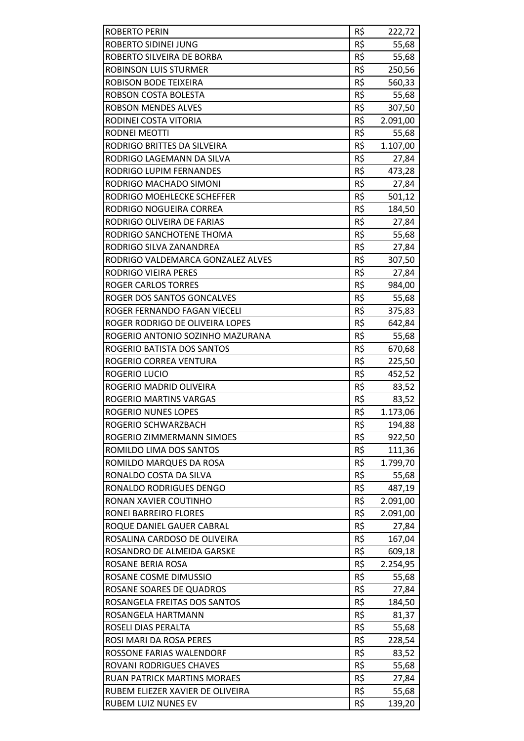| | | |
|---|---|---|
| ROBERTO PERIN | R$ | 222,72 |
| ROBERTO SIDINEI JUNG | R$ | 55,68 |
| ROBERTO SILVEIRA DE BORBA | R$ | 55,68 |
| ROBINSON LUIS STURMER | R$ | 250,56 |
| ROBISON BODE TEIXEIRA | R$ | 560,33 |
| ROBSON COSTA BOLESTA | R$ | 55,68 |
| ROBSON MENDES ALVES | R$ | 307,50 |
| RODINEI COSTA VITORIA | R$ | 2.091,00 |
| RODNEI MEOTTI | R$ | 55,68 |
| RODRIGO BRITTES DA SILVEIRA | R$ | 1.107,00 |
| RODRIGO LAGEMANN DA SILVA | R$ | 27,84 |
| RODRIGO LUPIM FERNANDES | R$ | 473,28 |
| RODRIGO MACHADO SIMONI | R$ | 27,84 |
| RODRIGO MOEHLECKE SCHEFFER | R$ | 501,12 |
| RODRIGO NOGUEIRA CORREA | R$ | 184,50 |
| RODRIGO OLIVEIRA DE FARIAS | R$ | 27,84 |
| RODRIGO SANCHOTENE THOMA | R$ | 55,68 |
| RODRIGO SILVA ZANANDREA | R$ | 27,84 |
| RODRIGO VALDEMARCA GONZALEZ ALVES | R$ | 307,50 |
| RODRIGO VIEIRA PERES | R$ | 27,84 |
| ROGER CARLOS TORRES | R$ | 984,00 |
| ROGER DOS SANTOS GONCALVES | R$ | 55,68 |
| ROGER FERNANDO FAGAN VIECELI | R$ | 375,83 |
| ROGER RODRIGO DE OLIVEIRA LOPES | R$ | 642,84 |
| ROGERIO ANTONIO SOZINHO MAZURANA | R$ | 55,68 |
| ROGERIO BATISTA DOS SANTOS | R$ | 670,68 |
| ROGERIO CORREA VENTURA | R$ | 225,50 |
| ROGERIO LUCIO | R$ | 452,52 |
| ROGERIO MADRID OLIVEIRA | R$ | 83,52 |
| ROGERIO MARTINS VARGAS | R$ | 83,52 |
| ROGERIO NUNES LOPES | R$ | 1.173,06 |
| ROGERIO SCHWARZBACH | R$ | 194,88 |
| ROGERIO ZIMMERMANN SIMOES | R$ | 922,50 |
| ROMILDO LIMA DOS SANTOS | R$ | 111,36 |
| ROMILDO MARQUES DA ROSA | R$ | 1.799,70 |
| RONALDO COSTA DA SILVA | R$ | 55,68 |
| RONALDO RODRIGUES DENGO | R$ | 487,19 |
| RONAN XAVIER COUTINHO | R$ | 2.091,00 |
| RONEI BARREIRO FLORES | R$ | 2.091,00 |
| ROQUE DANIEL GAUER CABRAL | R$ | 27,84 |
| ROSALINA CARDOSO DE OLIVEIRA | R$ | 167,04 |
| ROSANDRO DE ALMEIDA GARSKE | R$ | 609,18 |
| ROSANE BERIA ROSA | R$ | 2.254,95 |
| ROSANE COSME DIMUSSIO | R$ | 55,68 |
| ROSANE SOARES DE QUADROS | R$ | 27,84 |
| ROSANGELA FREITAS DOS SANTOS | R$ | 184,50 |
| ROSANGELA HARTMANN | R$ | 81,37 |
| ROSELI DIAS PERALTA | R$ | 55,68 |
| ROSI MARI DA ROSA PERES | R$ | 228,54 |
| ROSSONE FARIAS WALENDORF | R$ | 83,52 |
| ROVANI RODRIGUES CHAVES | R$ | 55,68 |
| RUAN PATRICK MARTINS MORAES | R$ | 27,84 |
| RUBEM ELIEZER XAVIER DE OLIVEIRA | R$ | 55,68 |
| RUBEM LUIZ NUNES EV | R$ | 139,20 |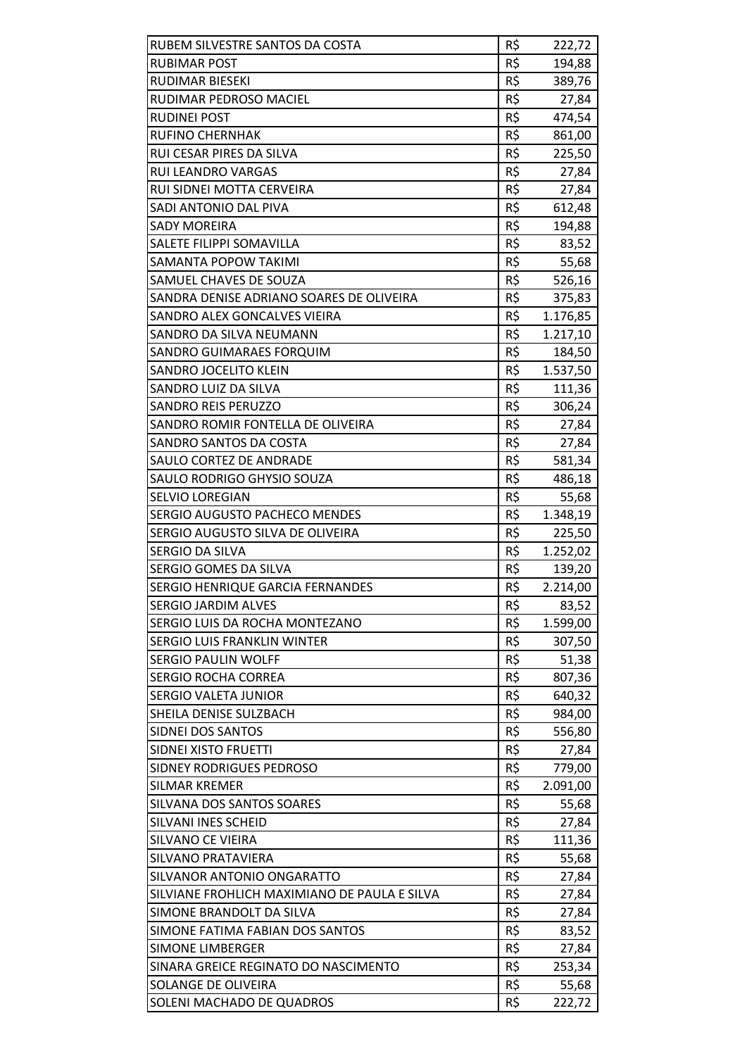| | | |
|---|---|---|
| RUBEM SILVESTRE SANTOS DA COSTA | R$ | 222,72 |
| RUBIMAR POST | R$ | 194,88 |
| RUDIMAR BIESEKI | R$ | 389,76 |
| RUDIMAR PEDROSO MACIEL | R$ | 27,84 |
| RUDINEI POST | R$ | 474,54 |
| RUFINO CHERNHAK | R$ | 861,00 |
| RUI CESAR PIRES DA SILVA | R$ | 225,50 |
| RUI LEANDRO VARGAS | R$ | 27,84 |
| RUI SIDNEI MOTTA CERVEIRA | R$ | 27,84 |
| SADI ANTONIO DAL PIVA | R$ | 612,48 |
| SADY MOREIRA | R$ | 194,88 |
| SALETE FILIPPI SOMAVILLA | R$ | 83,52 |
| SAMANTA POPOW TAKIMI | R$ | 55,68 |
| SAMUEL CHAVES DE SOUZA | R$ | 526,16 |
| SANDRA DENISE ADRIANO SOARES DE OLIVEIRA | R$ | 375,83 |
| SANDRO ALEX GONCALVES VIEIRA | R$ | 1.176,85 |
| SANDRO DA SILVA NEUMANN | R$ | 1.217,10 |
| SANDRO GUIMARAES FORQUIM | R$ | 184,50 |
| SANDRO JOCELITO KLEIN | R$ | 1.537,50 |
| SANDRO LUIZ DA SILVA | R$ | 111,36 |
| SANDRO REIS PERUZZO | R$ | 306,24 |
| SANDRO ROMIR FONTELLA DE OLIVEIRA | R$ | 27,84 |
| SANDRO SANTOS DA COSTA | R$ | 27,84 |
| SAULO CORTEZ DE ANDRADE | R$ | 581,34 |
| SAULO RODRIGO GHYSIO SOUZA | R$ | 486,18 |
| SELVIO LOREGIAN | R$ | 55,68 |
| SERGIO AUGUSTO PACHECO MENDES | R$ | 1.348,19 |
| SERGIO AUGUSTO SILVA DE OLIVEIRA | R$ | 225,50 |
| SERGIO DA SILVA | R$ | 1.252,02 |
| SERGIO GOMES DA SILVA | R$ | 139,20 |
| SERGIO HENRIQUE GARCIA FERNANDES | R$ | 2.214,00 |
| SERGIO JARDIM ALVES | R$ | 83,52 |
| SERGIO LUIS DA ROCHA MONTEZANO | R$ | 1.599,00 |
| SERGIO LUIS FRANKLIN WINTER | R$ | 307,50 |
| SERGIO PAULIN WOLFF | R$ | 51,38 |
| SERGIO ROCHA CORREA | R$ | 807,36 |
| SERGIO VALETA JUNIOR | R$ | 640,32 |
| SHEILA DENISE SULZBACH | R$ | 984,00 |
| SIDNEI DOS SANTOS | R$ | 556,80 |
| SIDNEI XISTO FRUETTI | R$ | 27,84 |
| SIDNEY RODRIGUES PEDROSO | R$ | 779,00 |
| SILMAR KREMER | R$ | 2.091,00 |
| SILVANA DOS SANTOS SOARES | R$ | 55,68 |
| SILVANI INES SCHEID | R$ | 27,84 |
| SILVANO CE VIEIRA | R$ | 111,36 |
| SILVANO PRATAVIERA | R$ | 55,68 |
| SILVANOR ANTONIO ONGARATTO | R$ | 27,84 |
| SILVIANE FROHLICH MAXIMIANO DE PAULA E SILVA | R$ | 27,84 |
| SIMONE BRANDOLT DA SILVA | R$ | 27,84 |
| SIMONE FATIMA FABIAN DOS SANTOS | R$ | 83,52 |
| SIMONE LIMBERGER | R$ | 27,84 |
| SINARA GREICE REGINATO DO NASCIMENTO | R$ | 253,34 |
| SOLANGE DE OLIVEIRA | R$ | 55,68 |
| SOLENI MACHADO DE QUADROS | R$ | 222,72 |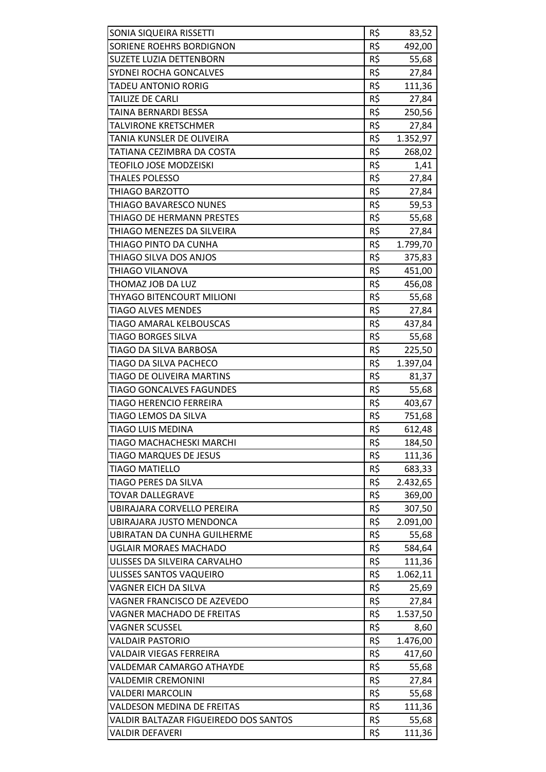| | | |
|---|---|---|
| SONIA SIQUEIRA RISSETTI | R$ | 83,52 |
| SORIENE ROEHRS BORDIGNON | R$ | 492,00 |
| SUZETE LUZIA DETTENBORN | R$ | 55,68 |
| SYDNEI ROCHA GONCALVES | R$ | 27,84 |
| TADEU ANTONIO RORIG | R$ | 111,36 |
| TAILIZE DE CARLI | R$ | 27,84 |
| TAINA BERNARDI BESSA | R$ | 250,56 |
| TALVIRONE KRETSCHMER | R$ | 27,84 |
| TANIA KUNSLER DE OLIVEIRA | R$ | 1.352,97 |
| TATIANA CEZIMBRA DA COSTA | R$ | 268,02 |
| TEOFILO JOSE MODZEISKI | R$ | 1,41 |
| THALES POLESSO | R$ | 27,84 |
| THIAGO BARZOTTO | R$ | 27,84 |
| THIAGO BAVARESCO NUNES | R$ | 59,53 |
| THIAGO DE HERMANN PRESTES | R$ | 55,68 |
| THIAGO MENEZES DA SILVEIRA | R$ | 27,84 |
| THIAGO PINTO DA CUNHA | R$ | 1.799,70 |
| THIAGO SILVA DOS ANJOS | R$ | 375,83 |
| THIAGO VILANOVA | R$ | 451,00 |
| THOMAZ JOB DA LUZ | R$ | 456,08 |
| THYAGO BITENCOURT MILIONI | R$ | 55,68 |
| TIAGO ALVES MENDES | R$ | 27,84 |
| TIAGO AMARAL KELBOUSCAS | R$ | 437,84 |
| TIAGO BORGES SILVA | R$ | 55,68 |
| TIAGO DA SILVA BARBOSA | R$ | 225,50 |
| TIAGO DA SILVA PACHECO | R$ | 1.397,04 |
| TIAGO DE OLIVEIRA MARTINS | R$ | 81,37 |
| TIAGO GONCALVES FAGUNDES | R$ | 55,68 |
| TIAGO HERENCIO FERREIRA | R$ | 403,67 |
| TIAGO LEMOS DA SILVA | R$ | 751,68 |
| TIAGO LUIS MEDINA | R$ | 612,48 |
| TIAGO MACHACHESKI MARCHI | R$ | 184,50 |
| TIAGO MARQUES DE JESUS | R$ | 111,36 |
| TIAGO MATIELLO | R$ | 683,33 |
| TIAGO PERES DA SILVA | R$ | 2.432,65 |
| TOVAR DALLEGRAVE | R$ | 369,00 |
| UBIRAJARA CORVELLO PEREIRA | R$ | 307,50 |
| UBIRAJARA JUSTO MENDONCA | R$ | 2.091,00 |
| UBIRATAN DA CUNHA GUILHERME | R$ | 55,68 |
| UGLAIR MORAES MACHADO | R$ | 584,64 |
| ULISSES DA SILVEIRA CARVALHO | R$ | 111,36 |
| ULISSES SANTOS VAQUEIRO | R$ | 1.062,11 |
| VAGNER EICH DA SILVA | R$ | 25,69 |
| VAGNER FRANCISCO DE AZEVEDO | R$ | 27,84 |
| VAGNER MACHADO DE FREITAS | R$ | 1.537,50 |
| VAGNER SCUSSEL | R$ | 8,60 |
| VALDAIR PASTORIO | R$ | 1.476,00 |
| VALDAIR VIEGAS FERREIRA | R$ | 417,60 |
| VALDEMAR CAMARGO ATHAYDE | R$ | 55,68 |
| VALDEMIR CREMONINI | R$ | 27,84 |
| VALDERI MARCOLIN | R$ | 55,68 |
| VALDESON MEDINA DE FREITAS | R$ | 111,36 |
| VALDIR BALTAZAR FIGUEIREDO DOS SANTOS | R$ | 55,68 |
| VALDIR DEFAVERI | R$ | 111,36 |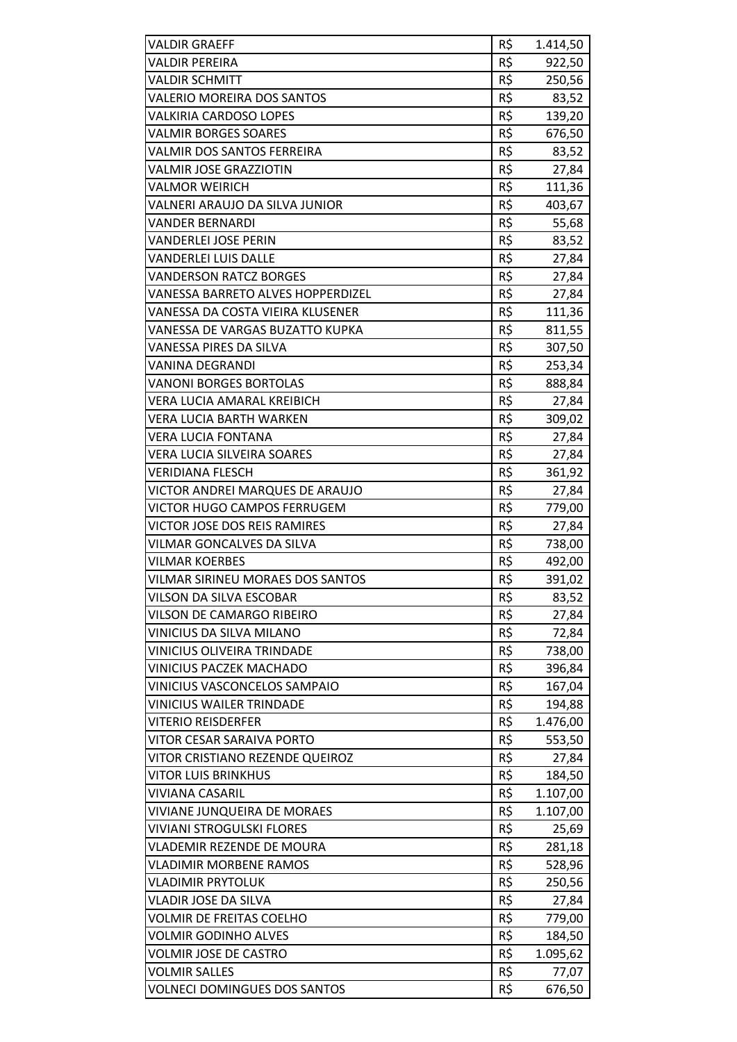| | | |
|---|---|---|
| VALDIR GRAEFF | R$ | 1.414,50 |
| VALDIR PEREIRA | R$ | 922,50 |
| VALDIR SCHMITT | R$ | 250,56 |
| VALERIO MOREIRA DOS SANTOS | R$ | 83,52 |
| VALKIRIA CARDOSO LOPES | R$ | 139,20 |
| VALMIR BORGES SOARES | R$ | 676,50 |
| VALMIR DOS SANTOS FERREIRA | R$ | 83,52 |
| VALMIR JOSE GRAZZIOTIN | R$ | 27,84 |
| VALMOR WEIRICH | R$ | 111,36 |
| VALNERI ARAUJO DA SILVA JUNIOR | R$ | 403,67 |
| VANDER BERNARDI | R$ | 55,68 |
| VANDERLEI JOSE PERIN | R$ | 83,52 |
| VANDERLEI LUIS DALLE | R$ | 27,84 |
| VANDERSON RATCZ BORGES | R$ | 27,84 |
| VANESSA BARRETO ALVES HOPPERDIZEL | R$ | 27,84 |
| VANESSA DA COSTA VIEIRA KLUSENER | R$ | 111,36 |
| VANESSA DE VARGAS BUZATTO KUPKA | R$ | 811,55 |
| VANESSA PIRES DA SILVA | R$ | 307,50 |
| VANINA DEGRANDI | R$ | 253,34 |
| VANONI BORGES BORTOLAS | R$ | 888,84 |
| VERA LUCIA AMARAL KREIBICH | R$ | 27,84 |
| VERA LUCIA BARTH WARKEN | R$ | 309,02 |
| VERA LUCIA FONTANA | R$ | 27,84 |
| VERA LUCIA SILVEIRA SOARES | R$ | 27,84 |
| VERIDIANA FLESCH | R$ | 361,92 |
| VICTOR ANDREI MARQUES DE ARAUJO | R$ | 27,84 |
| VICTOR HUGO CAMPOS FERRUGEM | R$ | 779,00 |
| VICTOR JOSE DOS REIS RAMIRES | R$ | 27,84 |
| VILMAR GONCALVES DA SILVA | R$ | 738,00 |
| VILMAR KOERBES | R$ | 492,00 |
| VILMAR SIRINEU MORAES DOS SANTOS | R$ | 391,02 |
| VILSON DA SILVA ESCOBAR | R$ | 83,52 |
| VILSON DE CAMARGO RIBEIRO | R$ | 27,84 |
| VINICIUS DA SILVA MILANO | R$ | 72,84 |
| VINICIUS OLIVEIRA TRINDADE | R$ | 738,00 |
| VINICIUS PACZEK MACHADO | R$ | 396,84 |
| VINICIUS VASCONCELOS SAMPAIO | R$ | 167,04 |
| VINICIUS WAILER TRINDADE | R$ | 194,88 |
| VITERIO REISDERFER | R$ | 1.476,00 |
| VITOR CESAR SARAIVA PORTO | R$ | 553,50 |
| VITOR CRISTIANO REZENDE QUEIROZ | R$ | 27,84 |
| VITOR LUIS BRINKHUS | R$ | 184,50 |
| VIVIANA CASARIL | R$ | 1.107,00 |
| VIVIANE JUNQUEIRA DE MORAES | R$ | 1.107,00 |
| VIVIANI STROGULSKI FLORES | R$ | 25,69 |
| VLADEMIR REZENDE DE MOURA | R$ | 281,18 |
| VLADIMIR MORBENE RAMOS | R$ | 528,96 |
| VLADIMIR PRYTOLUK | R$ | 250,56 |
| VLADIR JOSE DA SILVA | R$ | 27,84 |
| VOLMIR DE FREITAS COELHO | R$ | 779,00 |
| VOLMIR GODINHO ALVES | R$ | 184,50 |
| VOLMIR JOSE DE CASTRO | R$ | 1.095,62 |
| VOLMIR SALLES | R$ | 77,07 |
| VOLNECI DOMINGUES DOS SANTOS | R$ | 676,50 |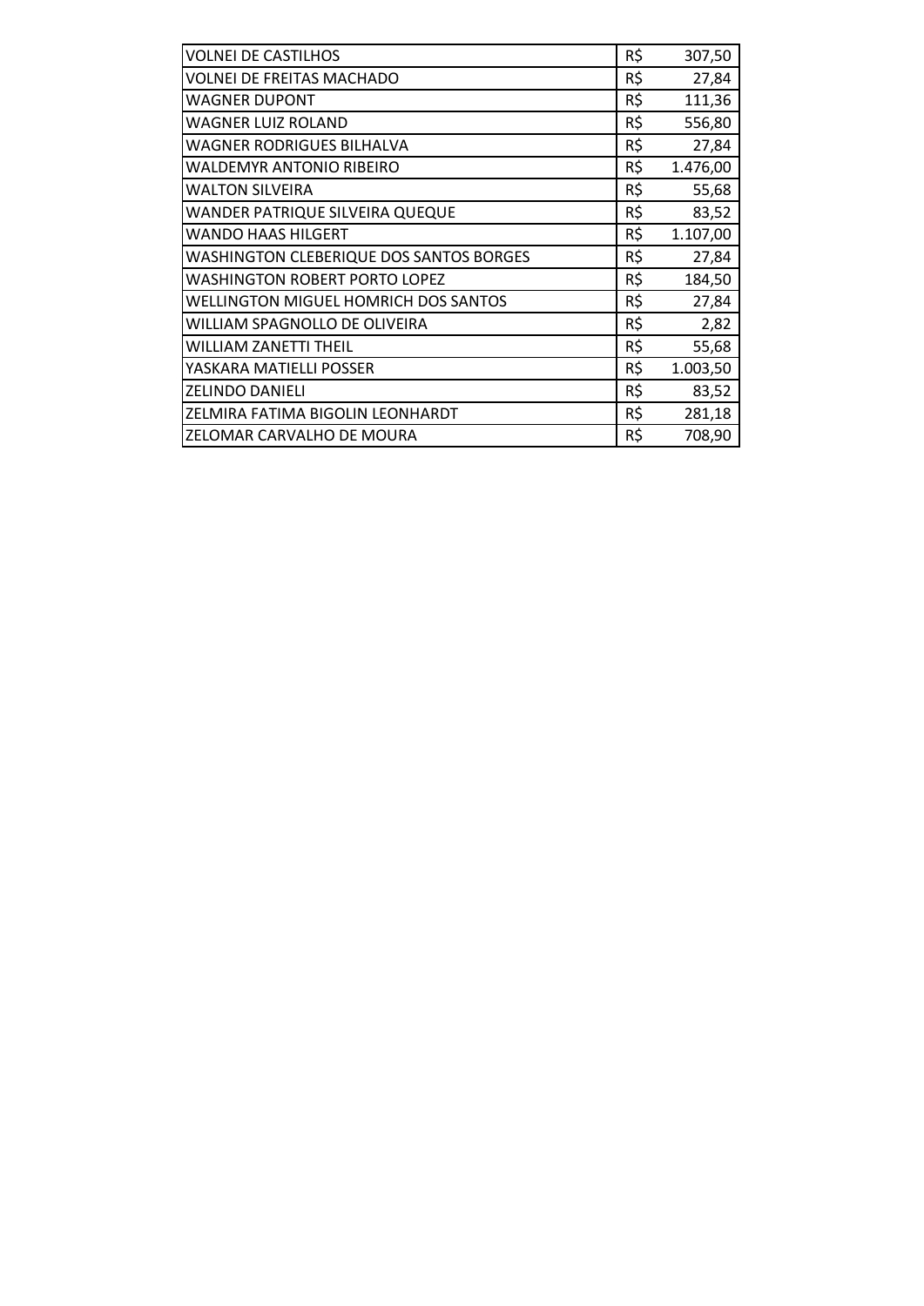| | | |
|---|---|---|
| VOLNEI DE CASTILHOS | R$ | 307,50 |
| VOLNEI DE FREITAS MACHADO | R$ | 27,84 |
| WAGNER DUPONT | R$ | 111,36 |
| WAGNER LUIZ ROLAND | R$ | 556,80 |
| WAGNER RODRIGUES BILHALVA | R$ | 27,84 |
| WALDEMYR ANTONIO RIBEIRO | R$ | 1.476,00 |
| WALTON SILVEIRA | R$ | 55,68 |
| WANDER PATRIQUE SILVEIRA QUEQUE | R$ | 83,52 |
| WANDO HAAS HILGERT | R$ | 1.107,00 |
| WASHINGTON CLEBERIQUE DOS SANTOS BORGES | R$ | 27,84 |
| WASHINGTON ROBERT PORTO LOPEZ | R$ | 184,50 |
| WELLINGTON MIGUEL HOMRICH DOS SANTOS | R$ | 27,84 |
| WILLIAM SPAGNOLLO DE OLIVEIRA | R$ | 2,82 |
| WILLIAM ZANETTI THEIL | R$ | 55,68 |
| YASKARA MATIELLI POSSER | R$ | 1.003,50 |
| ZELINDO DANIELI | R$ | 83,52 |
| ZELMIRA FATIMA BIGOLIN LEONHARDT | R$ | 281,18 |
| ZELOMAR CARVALHO DE MOURA | R$ | 708,90 |